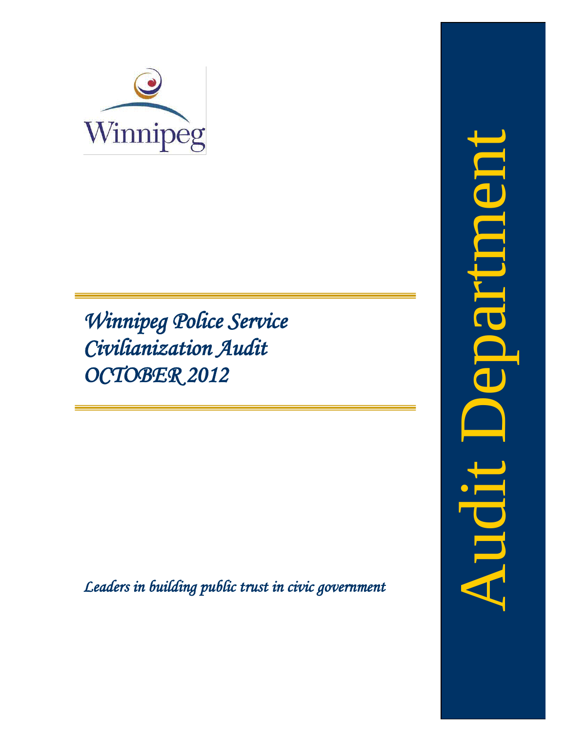Winnipeg

# *Winnipeg Police Service Civilianization Audit OCTOBER 2012*

*Leaders in building public trust in civic government*

Audit Department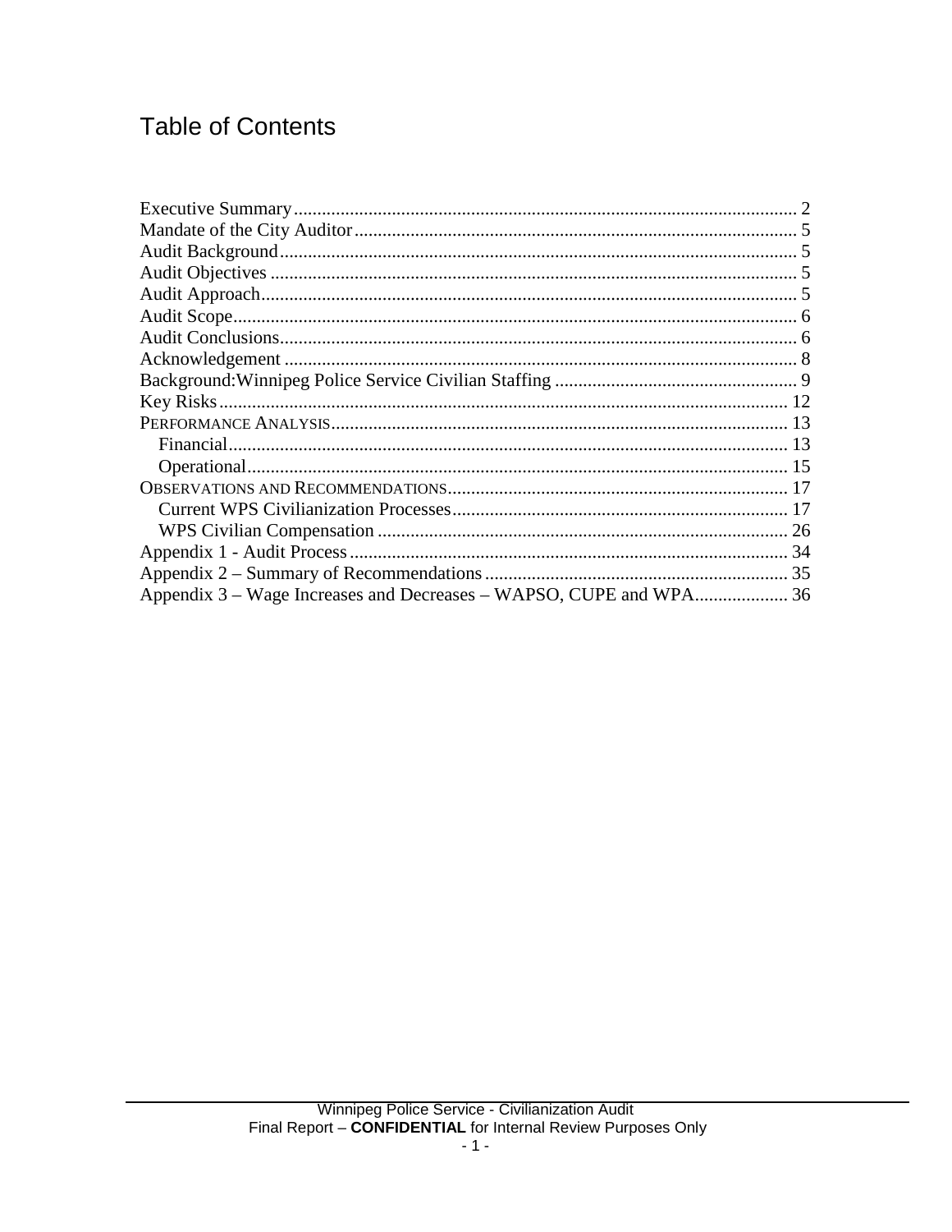# Table of Contents

Executive Summary .......... 2
Mandate of the City Auditor .......... 5
Audit Background .......... 5
Audit Objectives .......... 5
Audit Approach .......... 5
Audit Scope .......... 6
Audit Conclusions .......... 6
Acknowledgement .......... 8
Background:Winnipeg Police Service Civilian Staffing .......... 9
Key Risks .......... 12
PERFORMANCE ANALYSIS .......... 13
- Financial .......... 13
- Operational .......... 15

OBSERVATIONS AND RECOMMENDATIONS .......... 17
- Current WPS Civilianization Processes .......... 17
- WPS Civilian Compensation .......... 26

Appendix 1 - Audit Process .......... 34
Appendix 2 – Summary of Recommendations .......... 35
Appendix 3 – Wage Increases and Decreases – WAPSO, CUPE and WPA .......... 36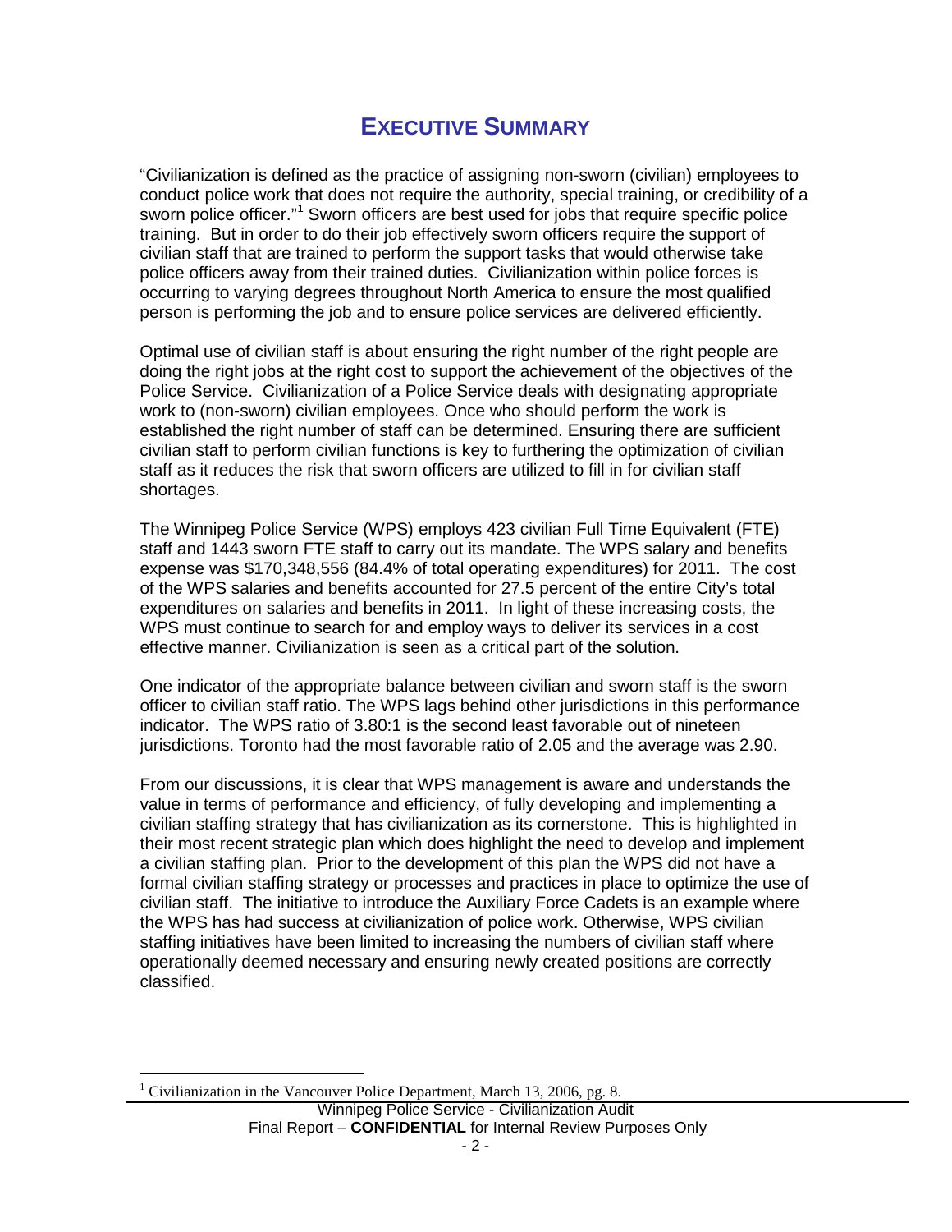# EXECUTIVE SUMMARY

"Civilianization is defined as the practice of assigning non-sworn (civilian) employees to conduct police work that does not require the authority, special training, or credibility of a sworn police officer."[1] Sworn officers are best used for jobs that require specific police training. But in order to do their job effectively sworn officers require the support of civilian staff that are trained to perform the support tasks that would otherwise take police officers away from their trained duties. Civilianization within police forces is occurring to varying degrees throughout North America to ensure the most qualified person is performing the job and to ensure police services are delivered efficiently.

Optimal use of civilian staff is about ensuring the right number of the right people are doing the right jobs at the right cost to support the achievement of the objectives of the Police Service. Civilianization of a Police Service deals with designating appropriate work to (non-sworn) civilian employees. Once who should perform the work is established the right number of staff can be determined. Ensuring there are sufficient civilian staff to perform civilian functions is key to furthering the optimization of civilian staff as it reduces the risk that sworn officers are utilized to fill in for civilian staff shortages.

The Winnipeg Police Service (WPS) employs 423 civilian Full Time Equivalent (FTE) staff and 1443 sworn FTE staff to carry out its mandate. The WPS salary and benefits expense was $170,348,556 (84.4% of total operating expenditures) for 2011. The cost of the WPS salaries and benefits accounted for 27.5 percent of the entire City's total expenditures on salaries and benefits in 2011. In light of these increasing costs, the WPS must continue to search for and employ ways to deliver its services in a cost effective manner. Civilianization is seen as a critical part of the solution.

One indicator of the appropriate balance between civilian and sworn staff is the sworn officer to civilian staff ratio. The WPS lags behind other jurisdictions in this performance indicator. The WPS ratio of 3.80:1 is the second least favorable out of nineteen jurisdictions. Toronto had the most favorable ratio of 2.05 and the average was 2.90.

From our discussions, it is clear that WPS management is aware and understands the value in terms of performance and efficiency, of fully developing and implementing a civilian staffing strategy that has civilianization as its cornerstone. This is highlighted in their most recent strategic plan which does highlight the need to develop and implement a civilian staffing plan. Prior to the development of this plan the WPS did not have a formal civilian staffing strategy or processes and practices in place to optimize the use of civilian staff. The initiative to introduce the Auxiliary Force Cadets is an example where the WPS has had success at civilianization of police work. Otherwise, WPS civilian staffing initiatives have been limited to increasing the numbers of civilian staff where operationally deemed necessary and ensuring newly created positions are correctly classified.

[1] Civilianization in the Vancouver Police Department, March 13, 2006, pg. 8.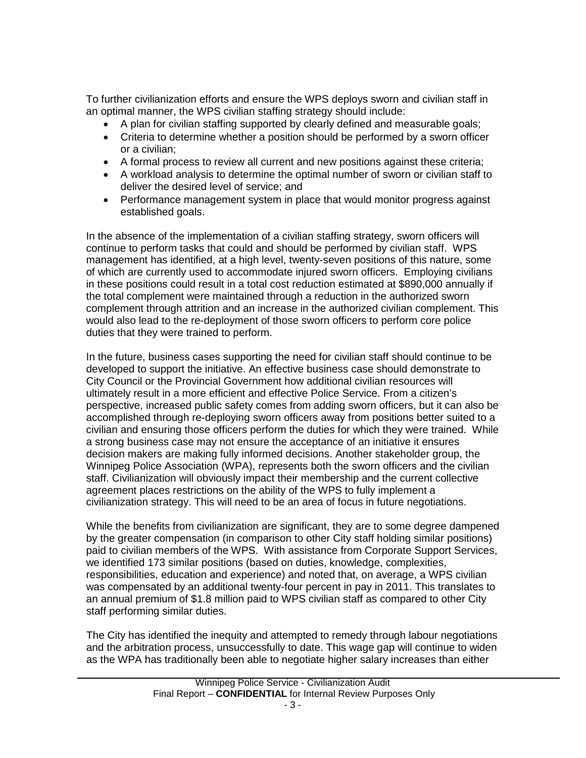To further civilianization efforts and ensure the WPS deploys sworn and civilian staff in an optimal manner, the WPS civilian staffing strategy should include:

- A plan for civilian staffing supported by clearly defined and measurable goals;
- Criteria to determine whether a position should be performed by a sworn officer or a civilian;
- A formal process to review all current and new positions against these criteria;
- A workload analysis to determine the optimal number of sworn or civilian staff to deliver the desired level of service; and
- Performance management system in place that would monitor progress against established goals.

In the absence of the implementation of a civilian staffing strategy, sworn officers will continue to perform tasks that could and should be performed by civilian staff. WPS management has identified, at a high level, twenty-seven positions of this nature, some of which are currently used to accommodate injured sworn officers. Employing civilians in these positions could result in a total cost reduction estimated at $890,000 annually if the total complement were maintained through a reduction in the authorized sworn complement through attrition and an increase in the authorized civilian complement. This would also lead to the re-deployment of those sworn officers to perform core police duties that they were trained to perform.

In the future, business cases supporting the need for civilian staff should continue to be developed to support the initiative. An effective business case should demonstrate to City Council or the Provincial Government how additional civilian resources will ultimately result in a more efficient and effective Police Service. From a citizen's perspective, increased public safety comes from adding sworn officers, but it can also be accomplished through re-deploying sworn officers away from positions better suited to a civilian and ensuring those officers perform the duties for which they were trained. While a strong business case may not ensure the acceptance of an initiative it ensures decision makers are making fully informed decisions. Another stakeholder group, the Winnipeg Police Association (WPA), represents both the sworn officers and the civilian staff. Civilianization will obviously impact their membership and the current collective agreement places restrictions on the ability of the WPS to fully implement a civilianization strategy. This will need to be an area of focus in future negotiations.

While the benefits from civilianization are significant, they are to some degree dampened by the greater compensation (in comparison to other City staff holding similar positions) paid to civilian members of the WPS. With assistance from Corporate Support Services, we identified 173 similar positions (based on duties, knowledge, complexities, responsibilities, education and experience) and noted that, on average, a WPS civilian was compensated by an additional twenty-four percent in pay in 2011. This translates to an annual premium of $1.8 million paid to WPS civilian staff as compared to other City staff performing similar duties.

The City has identified the inequity and attempted to remedy through labour negotiations and the arbitration process, unsuccessfully to date. This wage gap will continue to widen as the WPA has traditionally been able to negotiate higher salary increases than either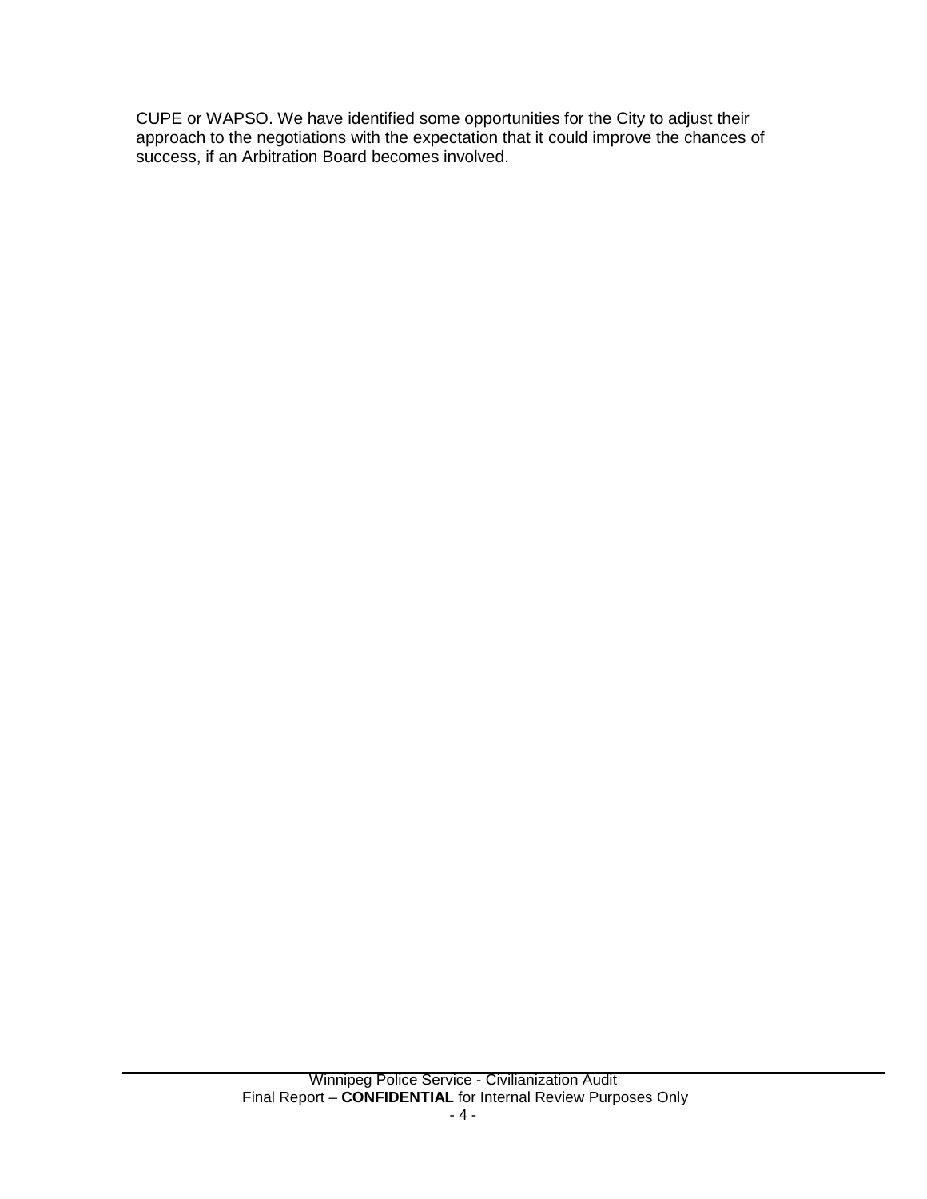CUPE or WAPSO. We have identified some opportunities for the City to adjust their approach to the negotiations with the expectation that it could improve the chances of success, if an Arbitration Board becomes involved.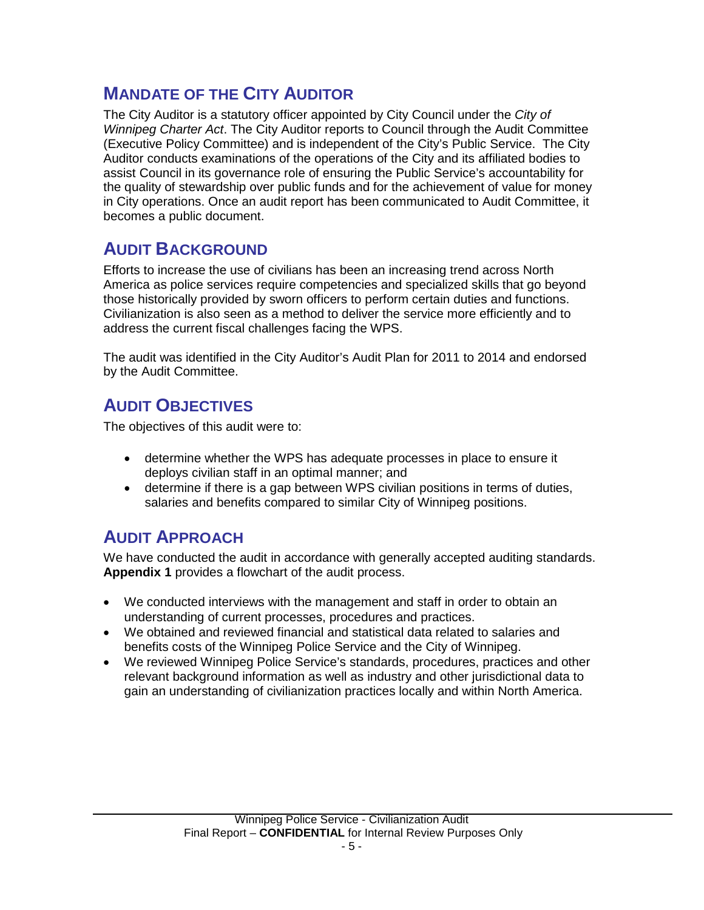## MANDATE OF THE CITY AUDITOR

The City Auditor is a statutory officer appointed by City Council under the *City of Winnipeg Charter Act*. The City Auditor reports to Council through the Audit Committee (Executive Policy Committee) and is independent of the City's Public Service. The City Auditor conducts examinations of the operations of the City and its affiliated bodies to assist Council in its governance role of ensuring the Public Service's accountability for the quality of stewardship over public funds and for the achievement of value for money in City operations. Once an audit report has been communicated to Audit Committee, it becomes a public document.

## AUDIT BACKGROUND

Efforts to increase the use of civilians has been an increasing trend across North America as police services require competencies and specialized skills that go beyond those historically provided by sworn officers to perform certain duties and functions. Civilianization is also seen as a method to deliver the service more efficiently and to address the current fiscal challenges facing the WPS.

The audit was identified in the City Auditor's Audit Plan for 2011 to 2014 and endorsed by the Audit Committee.

## AUDIT OBJECTIVES

The objectives of this audit were to:

- determine whether the WPS has adequate processes in place to ensure it deploys civilian staff in an optimal manner; and
- determine if there is a gap between WPS civilian positions in terms of duties, salaries and benefits compared to similar City of Winnipeg positions.

## AUDIT APPROACH

We have conducted the audit in accordance with generally accepted auditing standards. **Appendix 1** provides a flowchart of the audit process.

- We conducted interviews with the management and staff in order to obtain an understanding of current processes, procedures and practices.
- We obtained and reviewed financial and statistical data related to salaries and benefits costs of the Winnipeg Police Service and the City of Winnipeg.
- We reviewed Winnipeg Police Service's standards, procedures, practices and other relevant background information as well as industry and other jurisdictional data to gain an understanding of civilianization practices locally and within North America.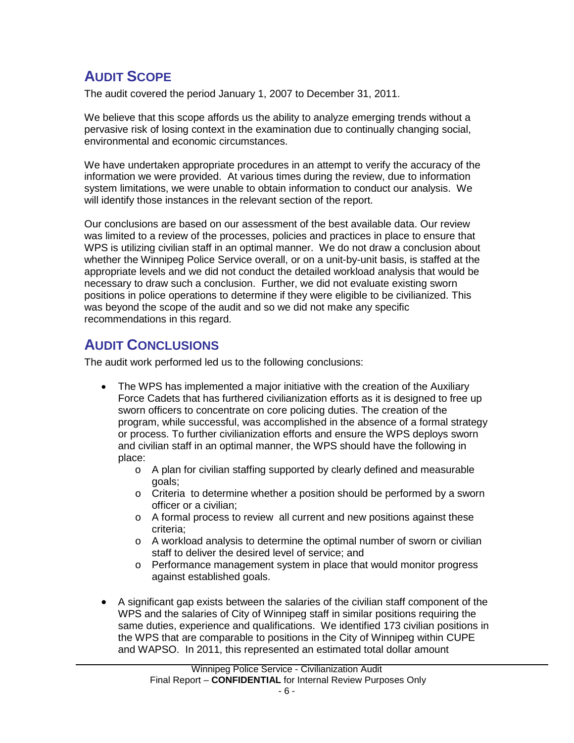## Audit Scope

The audit covered the period January 1, 2007 to December 31, 2011.

We believe that this scope affords us the ability to analyze emerging trends without a pervasive risk of losing context in the examination due to continually changing social, environmental and economic circumstances.

We have undertaken appropriate procedures in an attempt to verify the accuracy of the information we were provided. At various times during the review, due to information system limitations, we were unable to obtain information to conduct our analysis. We will identify those instances in the relevant section of the report.

Our conclusions are based on our assessment of the best available data. Our review was limited to a review of the processes, policies and practices in place to ensure that WPS is utilizing civilian staff in an optimal manner. We do not draw a conclusion about whether the Winnipeg Police Service overall, or on a unit-by-unit basis, is staffed at the appropriate levels and we did not conduct the detailed workload analysis that would be necessary to draw such a conclusion. Further, we did not evaluate existing sworn positions in police operations to determine if they were eligible to be civilianized. This was beyond the scope of the audit and so we did not make any specific recommendations in this regard.

## Audit Conclusions

The audit work performed led us to the following conclusions:

- The WPS has implemented a major initiative with the creation of the Auxiliary Force Cadets that has furthered civilianization efforts as it is designed to free up sworn officers to concentrate on core policing duties. The creation of the program, while successful, was accomplished in the absence of a formal strategy or process. To further civilianization efforts and ensure the WPS deploys sworn and civilian staff in an optimal manner, the WPS should have the following in place:
  - A plan for civilian staffing supported by clearly defined and measurable goals;
  - Criteria to determine whether a position should be performed by a sworn officer or a civilian;
  - A formal process to review all current and new positions against these criteria;
  - A workload analysis to determine the optimal number of sworn or civilian staff to deliver the desired level of service; and
  - Performance management system in place that would monitor progress against established goals.

- A significant gap exists between the salaries of the civilian staff component of the WPS and the salaries of City of Winnipeg staff in similar positions requiring the same duties, experience and qualifications. We identified 173 civilian positions in the WPS that are comparable to positions in the City of Winnipeg within CUPE and WAPSO. In 2011, this represented an estimated total dollar amount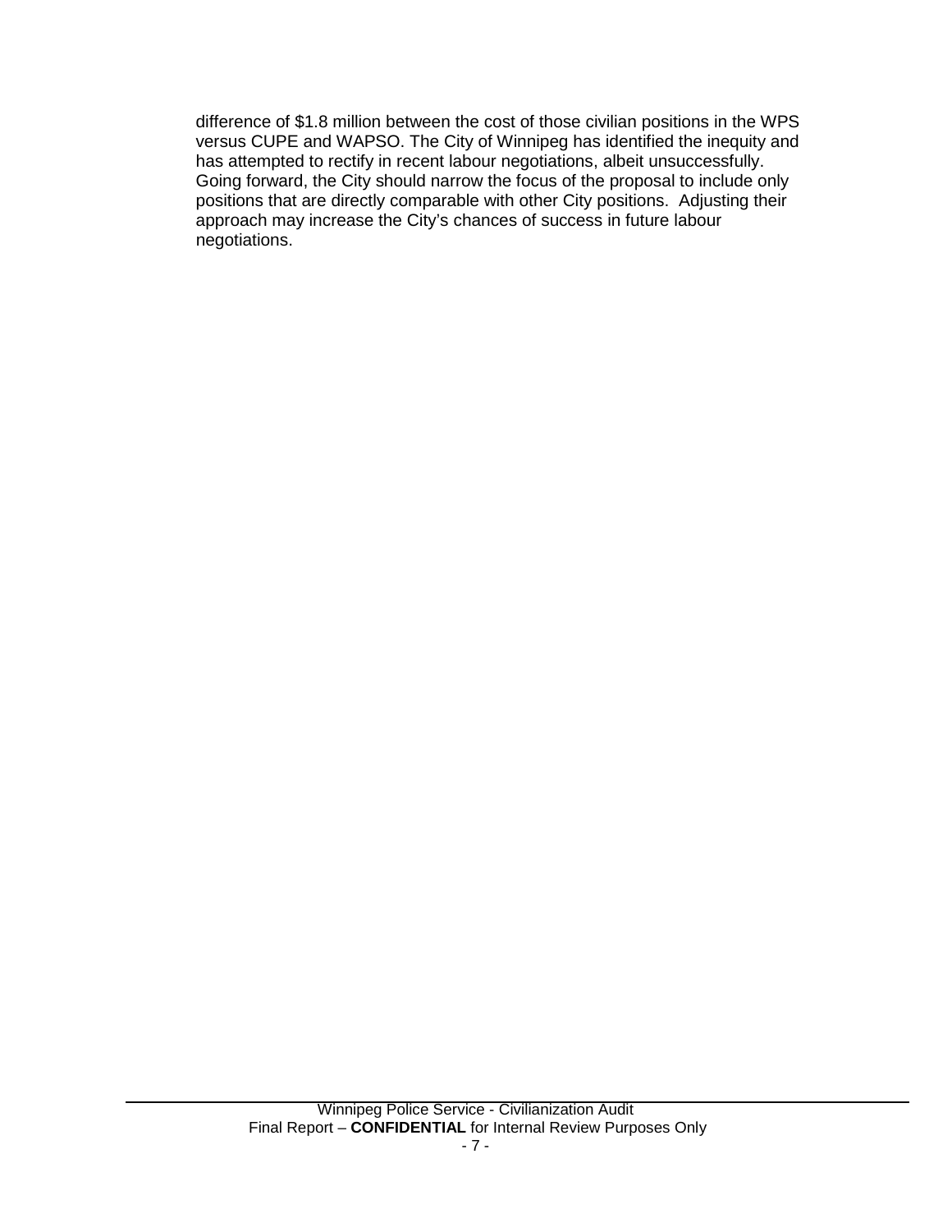difference of $1.8 million between the cost of those civilian positions in the WPS versus CUPE and WAPSO. The City of Winnipeg has identified the inequity and has attempted to rectify in recent labour negotiations, albeit unsuccessfully. Going forward, the City should narrow the focus of the proposal to include only positions that are directly comparable with other City positions. Adjusting their approach may increase the City's chances of success in future labour negotiations.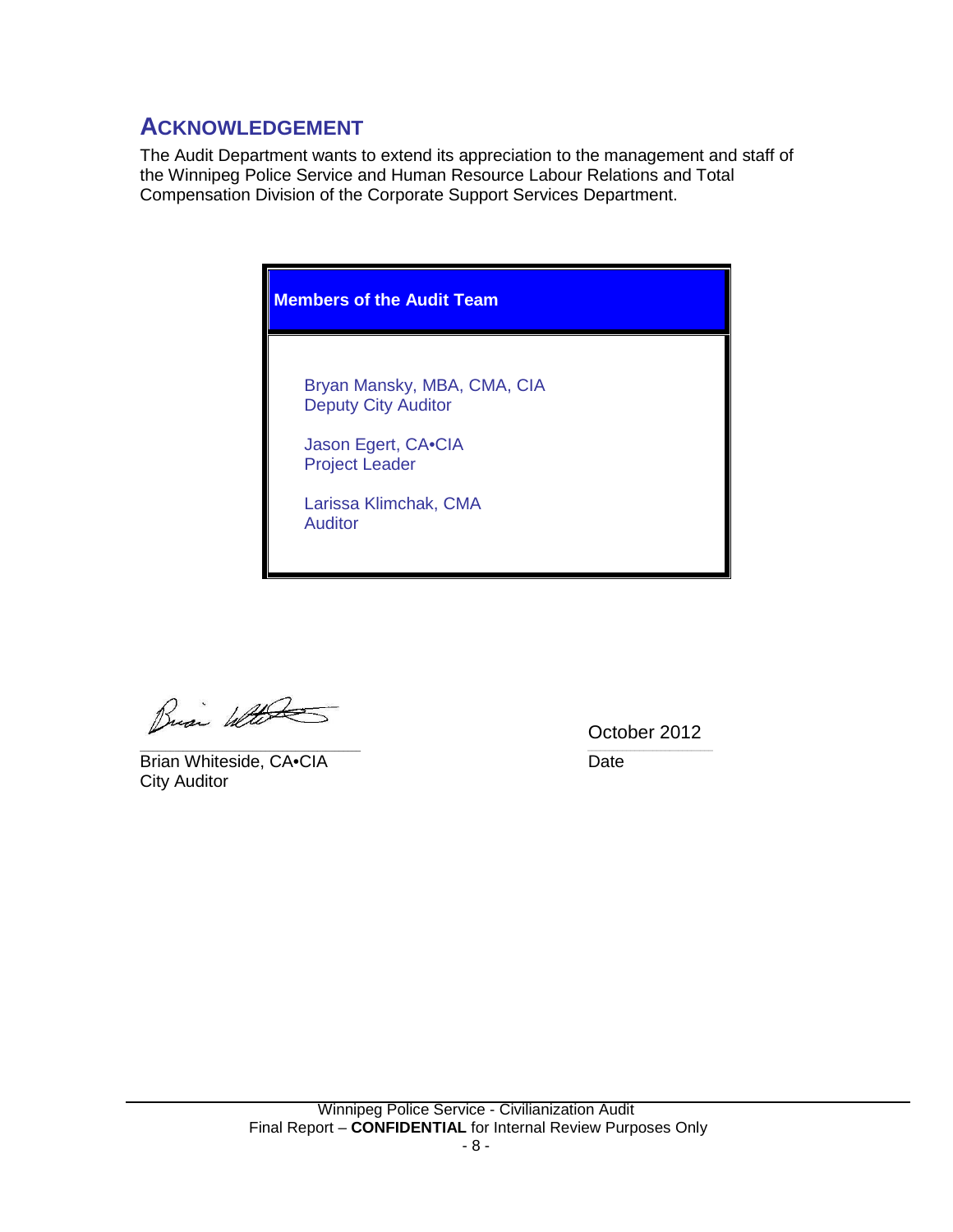## ACKNOWLEDGEMENT

The Audit Department wants to extend its appreciation to the management and staff of the Winnipeg Police Service and Human Resource Labour Relations and Total Compensation Division of the Corporate Support Services Department.

| **Members of the Audit Team** |
|---|
| Bryan Mansky, MBA, CMA, CIA<br>Deputy City Auditor<br><br>Jason Egert, CA•CIA<br>Project Leader<br><br>Larissa Klimchak, CMA<br>Auditor |

Brian Whiteside, CA•CIA
City Auditor

October 2012
Date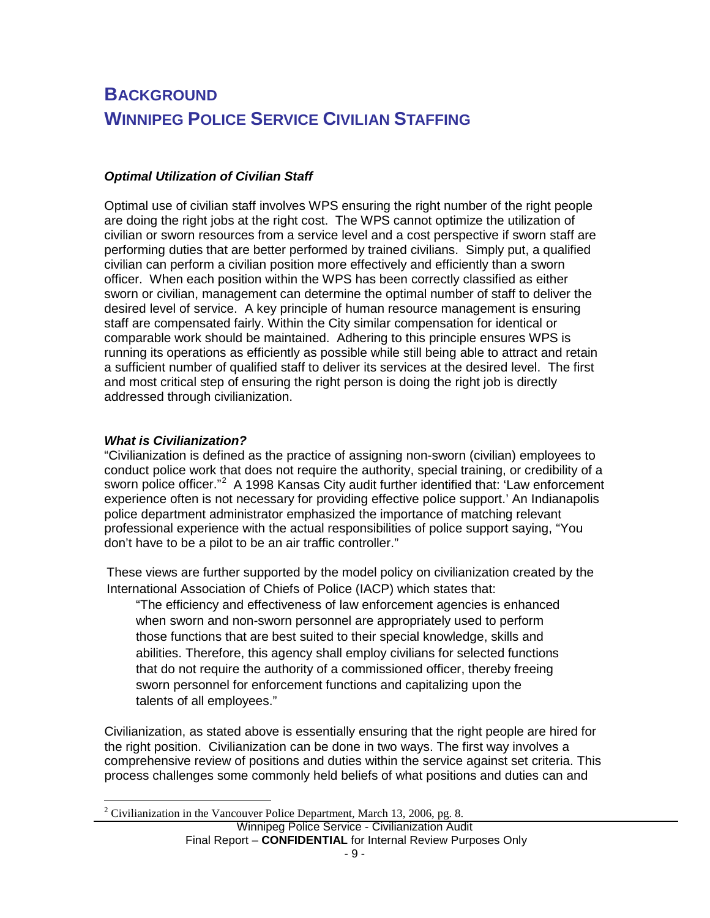# BACKGROUND

# WINNIPEG POLICE SERVICE CIVILIAN STAFFING

***Optimal Utilization of Civilian Staff***

Optimal use of civilian staff involves WPS ensuring the right number of the right people are doing the right jobs at the right cost. The WPS cannot optimize the utilization of civilian or sworn resources from a service level and a cost perspective if sworn staff are performing duties that are better performed by trained civilians. Simply put, a qualified civilian can perform a civilian position more effectively and efficiently than a sworn officer. When each position within the WPS has been correctly classified as either sworn or civilian, management can determine the optimal number of staff to deliver the desired level of service. A key principle of human resource management is ensuring staff are compensated fairly. Within the City similar compensation for identical or comparable work should be maintained. Adhering to this principle ensures WPS is running its operations as efficiently as possible while still being able to attract and retain a sufficient number of qualified staff to deliver its services at the desired level. The first and most critical step of ensuring the right person is doing the right job is directly addressed through civilianization.

***What is Civilianization?***

"Civilianization is defined as the practice of assigning non-sworn (civilian) employees to conduct police work that does not require the authority, special training, or credibility of a sworn police officer."[2] A 1998 Kansas City audit further identified that: 'Law enforcement experience often is not necessary for providing effective police support.' An Indianapolis police department administrator emphasized the importance of matching relevant professional experience with the actual responsibilities of police support saying, "You don't have to be a pilot to be an air traffic controller."

These views are further supported by the model policy on civilianization created by the International Association of Chiefs of Police (IACP) which states that:

> "The efficiency and effectiveness of law enforcement agencies is enhanced when sworn and non-sworn personnel are appropriately used to perform those functions that are best suited to their special knowledge, skills and abilities. Therefore, this agency shall employ civilians for selected functions that do not require the authority of a commissioned officer, thereby freeing sworn personnel for enforcement functions and capitalizing upon the talents of all employees."

Civilianization, as stated above is essentially ensuring that the right people are hired for the right position. Civilianization can be done in two ways. The first way involves a comprehensive review of positions and duties within the service against set criteria. This process challenges some commonly held beliefs of what positions and duties can and

[2] Civilianization in the Vancouver Police Department, March 13, 2006, pg. 8.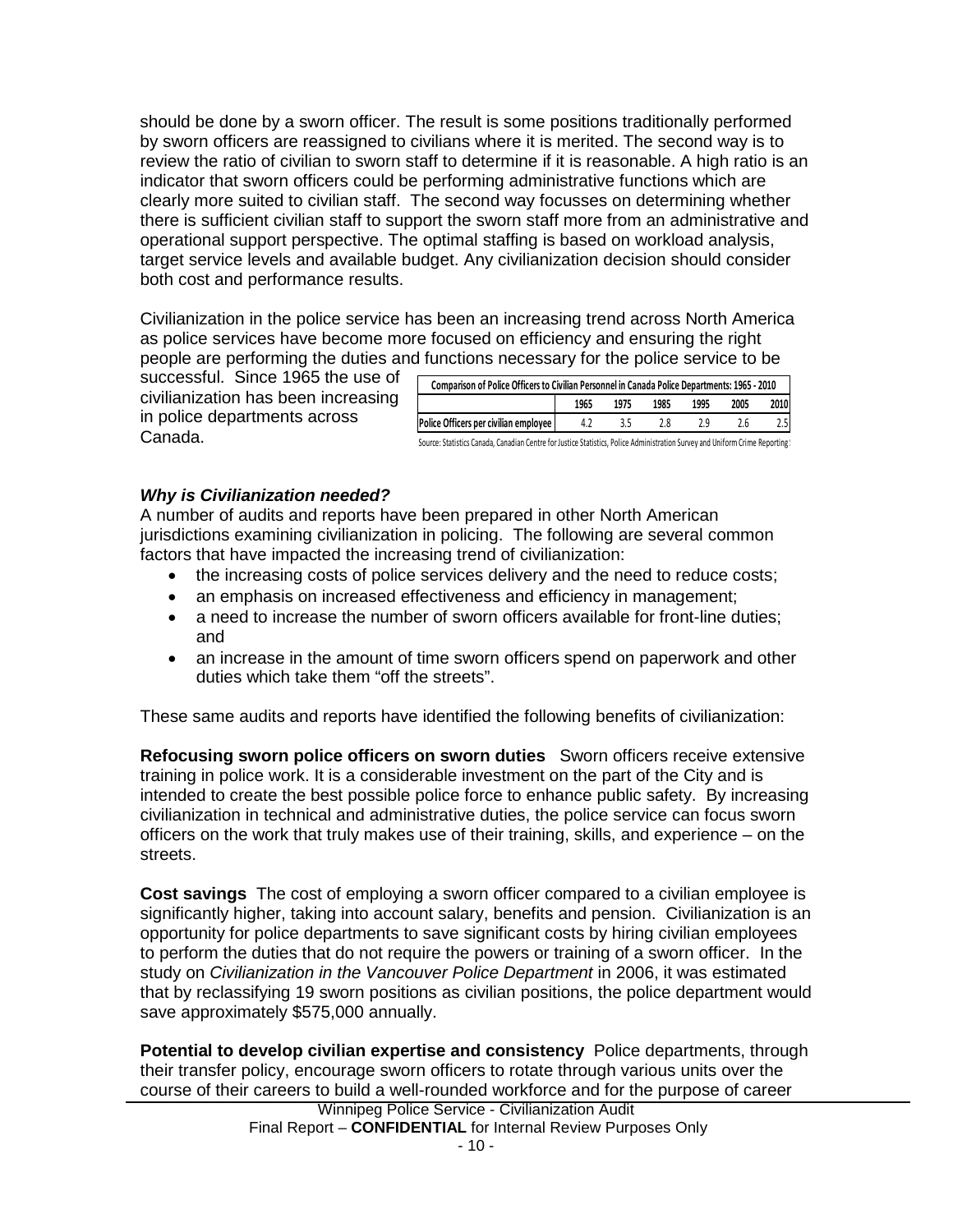should be done by a sworn officer. The result is some positions traditionally performed by sworn officers are reassigned to civilians where it is merited. The second way is to review the ratio of civilian to sworn staff to determine if it is reasonable. A high ratio is an indicator that sworn officers could be performing administrative functions which are clearly more suited to civilian staff. The second way focusses on determining whether there is sufficient civilian staff to support the sworn staff more from an administrative and operational support perspective. The optimal staffing is based on workload analysis, target service levels and available budget. Any civilianization decision should consider both cost and performance results.

Civilianization in the police service has been an increasing trend across North America as police services have become more focused on efficiency and ensuring the right people are performing the duties and functions necessary for the police service to be successful. Since 1965 the use of civilianization has been increasing in police departments across Canada.

| Comparison of Police Officers to Civilian Personnel in Canada Police Departments: 1965 - 2010 | | | | | | |
|---|---|---|---|---|---|---|
| | 1965 | 1975 | 1985 | 1995 | 2005 | 2010 |
| Police Officers per civilian employee | 4.2 | 3.5 | 2.8 | 2.9 | 2.6 | 2.5 |

Source: Statistics Canada, Canadian Centre for Justice Statistics, Police Administration Survey and Uniform Crime Reporting

### *Why is Civilianization needed?*

A number of audits and reports have been prepared in other North American jurisdictions examining civilianization in policing. The following are several common factors that have impacted the increasing trend of civilianization:

- the increasing costs of police services delivery and the need to reduce costs;
- an emphasis on increased effectiveness and efficiency in management;
- a need to increase the number of sworn officers available for front-line duties; and
- an increase in the amount of time sworn officers spend on paperwork and other duties which take them "off the streets".

These same audits and reports have identified the following benefits of civilianization:

**Refocusing sworn police officers on sworn duties** Sworn officers receive extensive training in police work. It is a considerable investment on the part of the City and is intended to create the best possible police force to enhance public safety. By increasing civilianization in technical and administrative duties, the police service can focus sworn officers on the work that truly makes use of their training, skills, and experience – on the streets.

**Cost savings** The cost of employing a sworn officer compared to a civilian employee is significantly higher, taking into account salary, benefits and pension. Civilianization is an opportunity for police departments to save significant costs by hiring civilian employees to perform the duties that do not require the powers or training of a sworn officer. In the study on *Civilianization in the Vancouver Police Department* in 2006, it was estimated that by reclassifying 19 sworn positions as civilian positions, the police department would save approximately $575,000 annually.

**Potential to develop civilian expertise and consistency** Police departments, through their transfer policy, encourage sworn officers to rotate through various units over the course of their careers to build a well-rounded workforce and for the purpose of career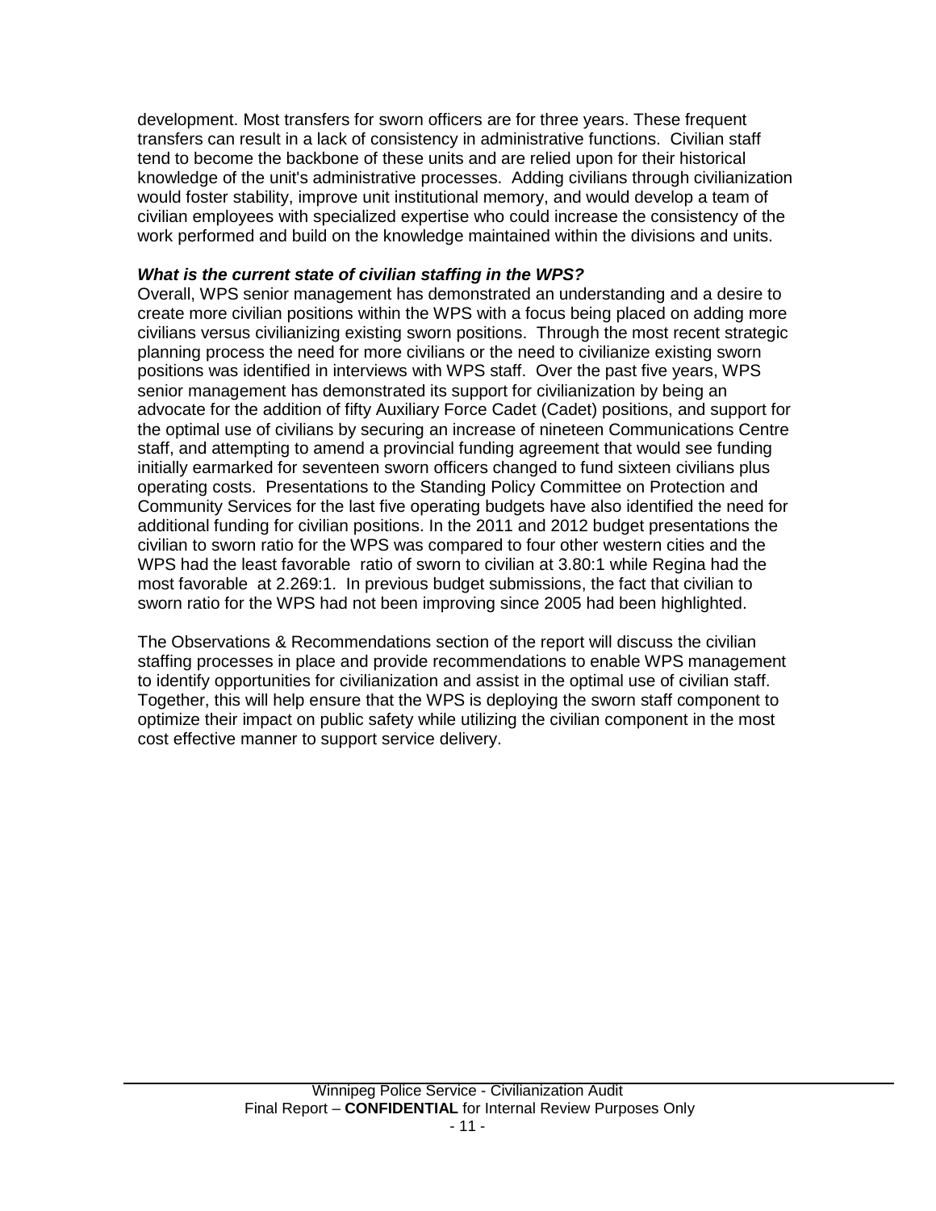development. Most transfers for sworn officers are for three years. These frequent transfers can result in a lack of consistency in administrative functions. Civilian staff tend to become the backbone of these units and are relied upon for their historical knowledge of the unit's administrative processes. Adding civilians through civilianization would foster stability, improve unit institutional memory, and would develop a team of civilian employees with specialized expertise who could increase the consistency of the work performed and build on the knowledge maintained within the divisions and units.

***What is the current state of civilian staffing in the WPS?***

Overall, WPS senior management has demonstrated an understanding and a desire to create more civilian positions within the WPS with a focus being placed on adding more civilians versus civilianizing existing sworn positions. Through the most recent strategic planning process the need for more civilians or the need to civilianize existing sworn positions was identified in interviews with WPS staff. Over the past five years, WPS senior management has demonstrated its support for civilianization by being an advocate for the addition of fifty Auxiliary Force Cadet (Cadet) positions, and support for the optimal use of civilians by securing an increase of nineteen Communications Centre staff, and attempting to amend a provincial funding agreement that would see funding initially earmarked for seventeen sworn officers changed to fund sixteen civilians plus operating costs. Presentations to the Standing Policy Committee on Protection and Community Services for the last five operating budgets have also identified the need for additional funding for civilian positions. In the 2011 and 2012 budget presentations the civilian to sworn ratio for the WPS was compared to four other western cities and the WPS had the least favorable ratio of sworn to civilian at 3.80:1 while Regina had the most favorable at 2.269:1. In previous budget submissions, the fact that civilian to sworn ratio for the WPS had not been improving since 2005 had been highlighted.

The Observations & Recommendations section of the report will discuss the civilian staffing processes in place and provide recommendations to enable WPS management to identify opportunities for civilianization and assist in the optimal use of civilian staff. Together, this will help ensure that the WPS is deploying the sworn staff component to optimize their impact on public safety while utilizing the civilian component in the most cost effective manner to support service delivery.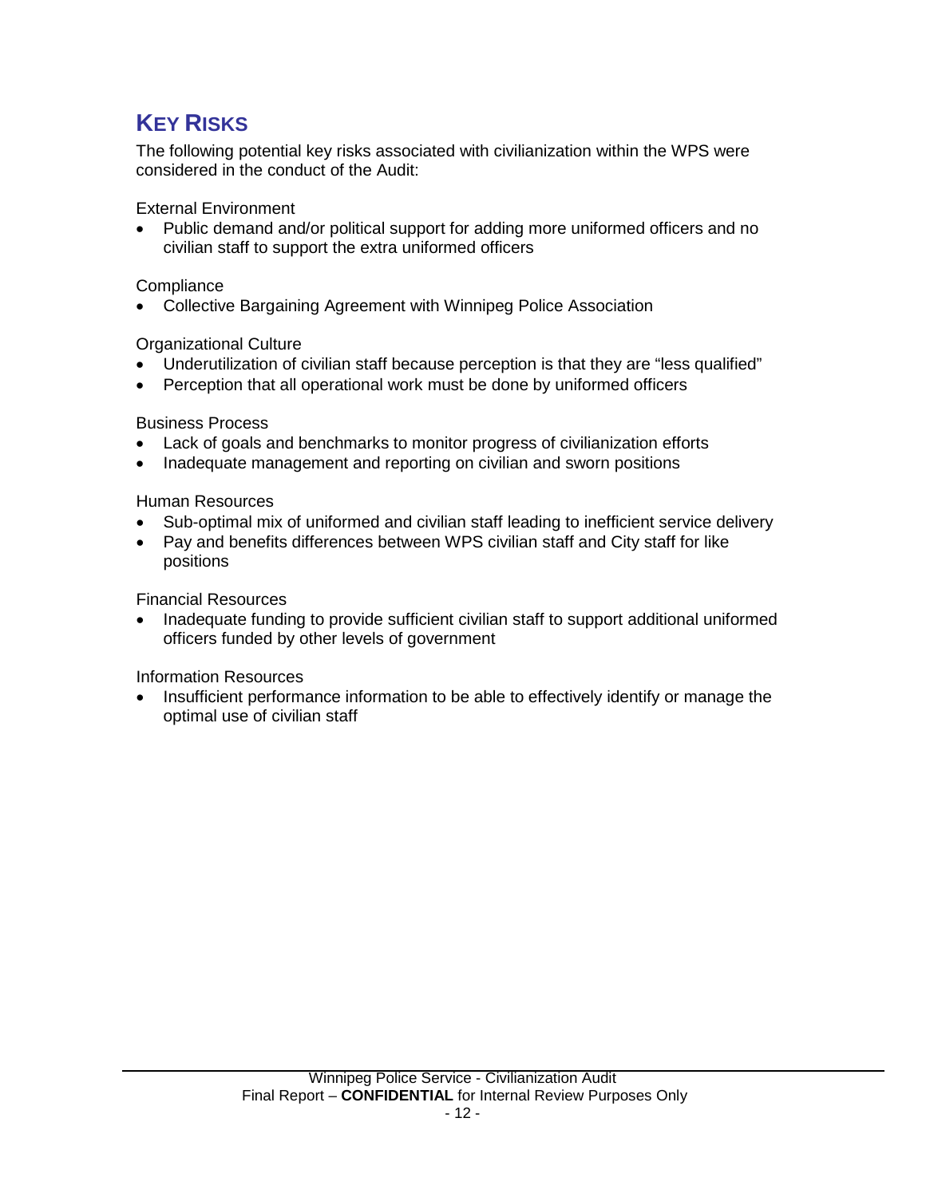## KEY RISKS

The following potential key risks associated with civilianization within the WPS were considered in the conduct of the Audit:

External Environment

- Public demand and/or political support for adding more uniformed officers and no civilian staff to support the extra uniformed officers

Compliance

- Collective Bargaining Agreement with Winnipeg Police Association

Organizational Culture

- Underutilization of civilian staff because perception is that they are "less qualified"
- Perception that all operational work must be done by uniformed officers

Business Process

- Lack of goals and benchmarks to monitor progress of civilianization efforts
- Inadequate management and reporting on civilian and sworn positions

Human Resources

- Sub-optimal mix of uniformed and civilian staff leading to inefficient service delivery
- Pay and benefits differences between WPS civilian staff and City staff for like positions

Financial Resources

- Inadequate funding to provide sufficient civilian staff to support additional uniformed officers funded by other levels of government

Information Resources

- Insufficient performance information to be able to effectively identify or manage the optimal use of civilian staff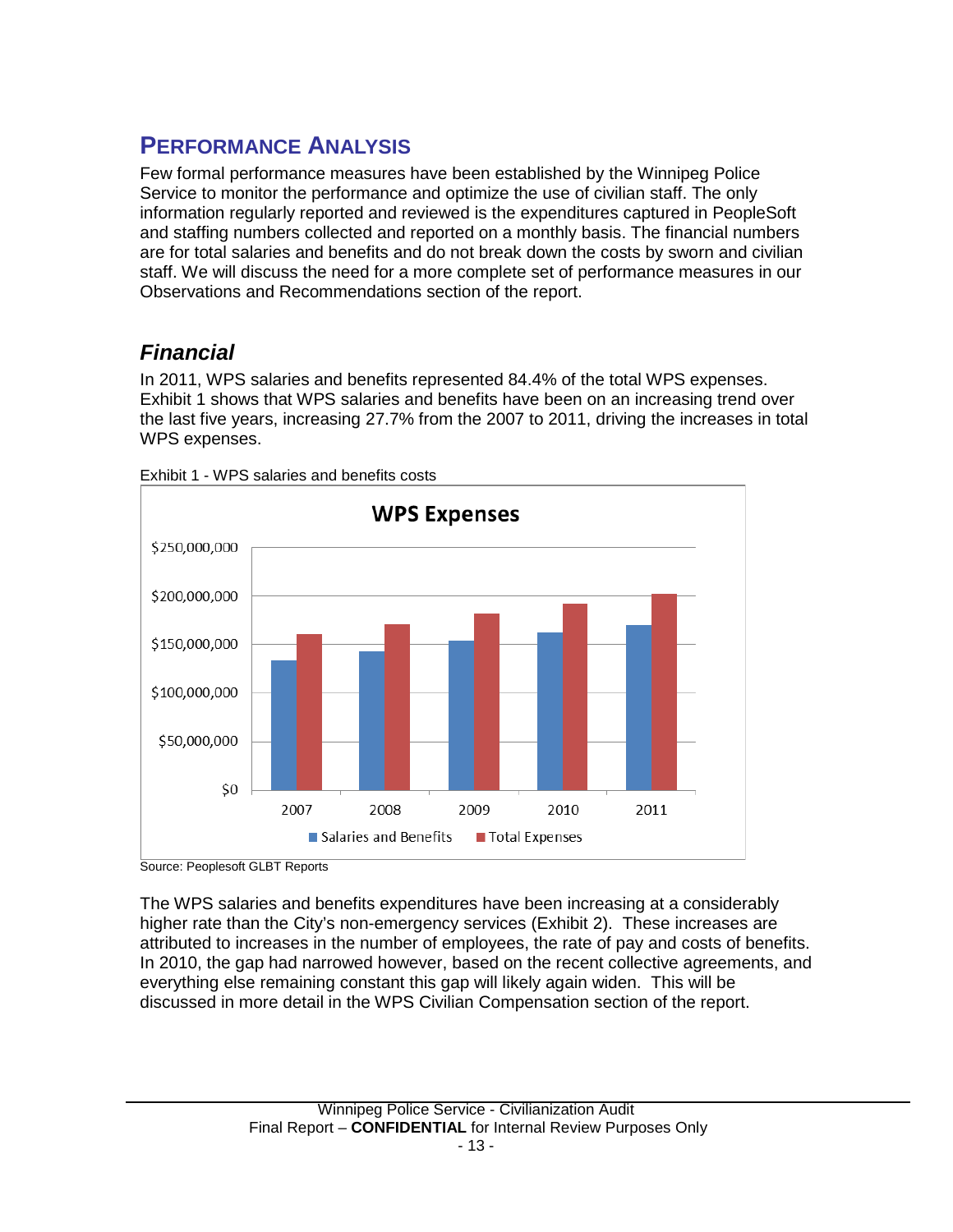## PERFORMANCE ANALYSIS

Few formal performance measures have been established by the Winnipeg Police Service to monitor the performance and optimize the use of civilian staff. The only information regularly reported and reviewed is the expenditures captured in PeopleSoft and staffing numbers collected and reported on a monthly basis. The financial numbers are for total salaries and benefits and do not break down the costs by sworn and civilian staff. We will discuss the need for a more complete set of performance measures in our Observations and Recommendations section of the report.

### *Financial*

In 2011, WPS salaries and benefits represented 84.4% of the total WPS expenses. Exhibit 1 shows that WPS salaries and benefits have been on an increasing trend over the last five years, increasing 27.7% from the 2007 to 2011, driving the increases in total WPS expenses.

Exhibit 1 - WPS salaries and benefits costs

Source: Peoplesoft GLBT Reports

The WPS salaries and benefits expenditures have been increasing at a considerably higher rate than the City's non-emergency services (Exhibit 2). These increases are attributed to increases in the number of employees, the rate of pay and costs of benefits. In 2010, the gap had narrowed however, based on the recent collective agreements, and everything else remaining constant this gap will likely again widen. This will be discussed in more detail in the WPS Civilian Compensation section of the report.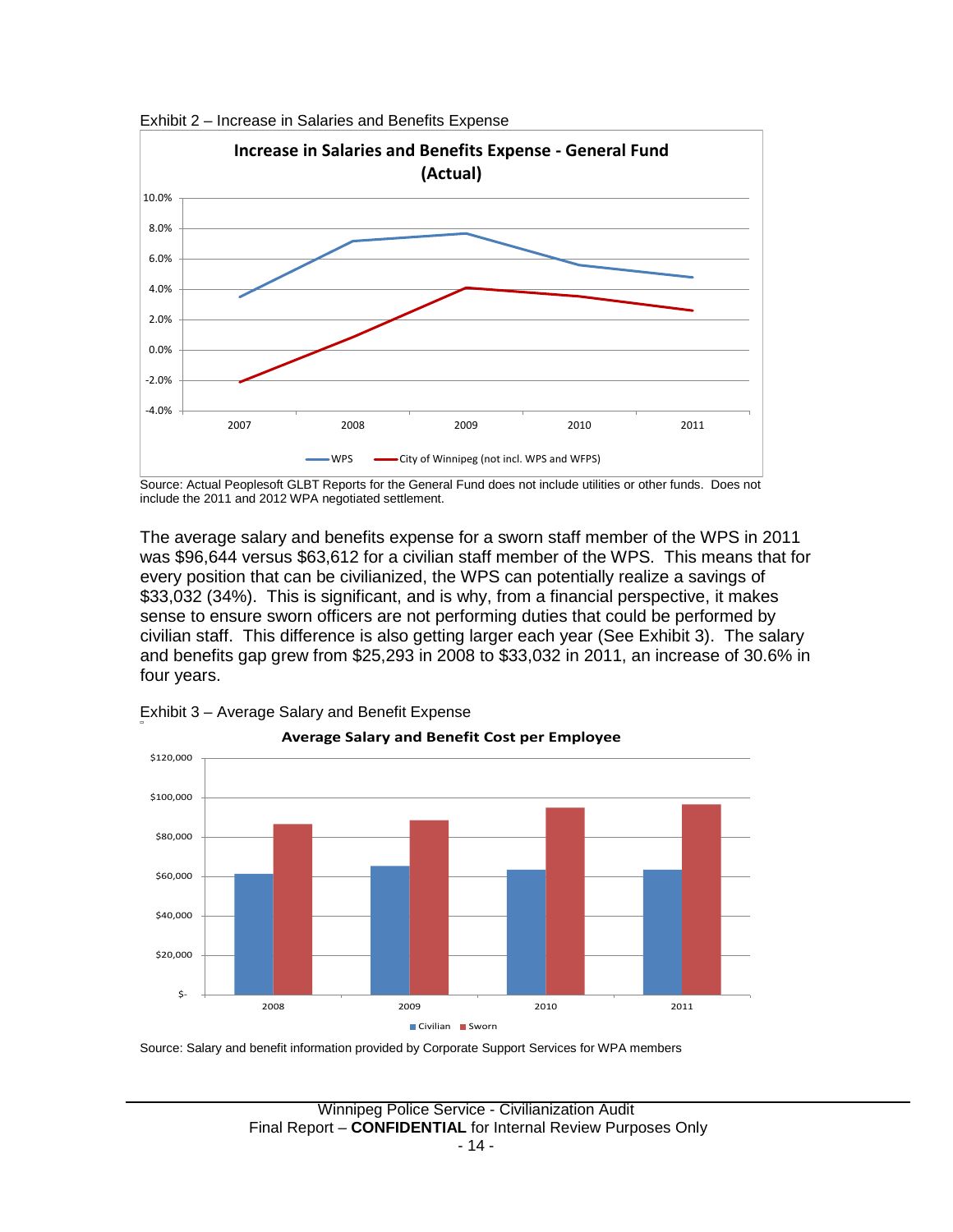Exhibit 2 – Increase in Salaries and Benefits Expense

Source: Actual Peoplesoft GLBT Reports for the General Fund does not include utilities or other funds. Does not include the 2011 and 2012 WPA negotiated settlement.

The average salary and benefits expense for a sworn staff member of the WPS in 2011 was $96,644 versus $63,612 for a civilian staff member of the WPS. This means that for every position that can be civilianized, the WPS can potentially realize a savings of $33,032 (34%). This is significant, and is why, from a financial perspective, it makes sense to ensure sworn officers are not performing duties that could be performed by civilian staff. This difference is also getting larger each year (See Exhibit 3). The salary and benefits gap grew from $25,293 in 2008 to $33,032 in 2011, an increase of 30.6% in four years.

Exhibit 3 – Average Salary and Benefit Expense

Source: Salary and benefit information provided by Corporate Support Services for WPA members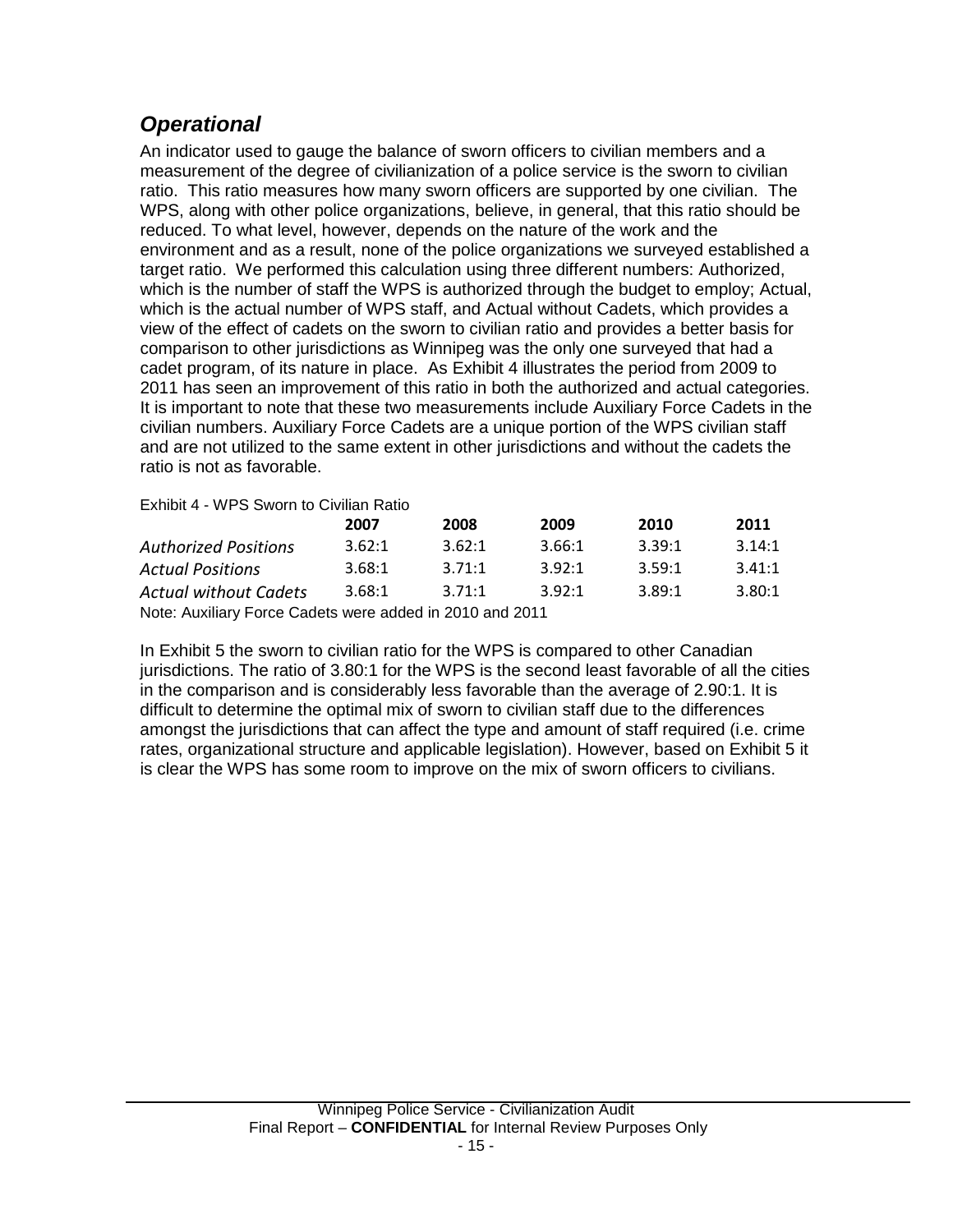## *Operational*

An indicator used to gauge the balance of sworn officers to civilian members and a measurement of the degree of civilianization of a police service is the sworn to civilian ratio. This ratio measures how many sworn officers are supported by one civilian. The WPS, along with other police organizations, believe, in general, that this ratio should be reduced. To what level, however, depends on the nature of the work and the environment and as a result, none of the police organizations we surveyed established a target ratio. We performed this calculation using three different numbers: Authorized, which is the number of staff the WPS is authorized through the budget to employ; Actual, which is the actual number of WPS staff, and Actual without Cadets, which provides a view of the effect of cadets on the sworn to civilian ratio and provides a better basis for comparison to other jurisdictions as Winnipeg was the only one surveyed that had a cadet program, of its nature in place. As Exhibit 4 illustrates the period from 2009 to 2011 has seen an improvement of this ratio in both the authorized and actual categories. It is important to note that these two measurements include Auxiliary Force Cadets in the civilian numbers. Auxiliary Force Cadets are a unique portion of the WPS civilian staff and are not utilized to the same extent in other jurisdictions and without the cadets the ratio is not as favorable.

Exhibit 4 - WPS Sworn to Civilian Ratio

| | **2007** | **2008** | **2009** | **2010** | **2011** |
|---|---|---|---|---|---|
| *Authorized Positions* | 3.62:1 | 3.62:1 | 3.66:1 | 3.39:1 | 3.14:1 |
| *Actual Positions* | 3.68:1 | 3.71:1 | 3.92:1 | 3.59:1 | 3.41:1 |
| *Actual without Cadets* | 3.68:1 | 3.71:1 | 3.92:1 | 3.89:1 | 3.80:1 |

Note: Auxiliary Force Cadets were added in 2010 and 2011

In Exhibit 5 the sworn to civilian ratio for the WPS is compared to other Canadian jurisdictions. The ratio of 3.80:1 for the WPS is the second least favorable of all the cities in the comparison and is considerably less favorable than the average of 2.90:1. It is difficult to determine the optimal mix of sworn to civilian staff due to the differences amongst the jurisdictions that can affect the type and amount of staff required (i.e. crime rates, organizational structure and applicable legislation). However, based on Exhibit 5 it is clear the WPS has some room to improve on the mix of sworn officers to civilians.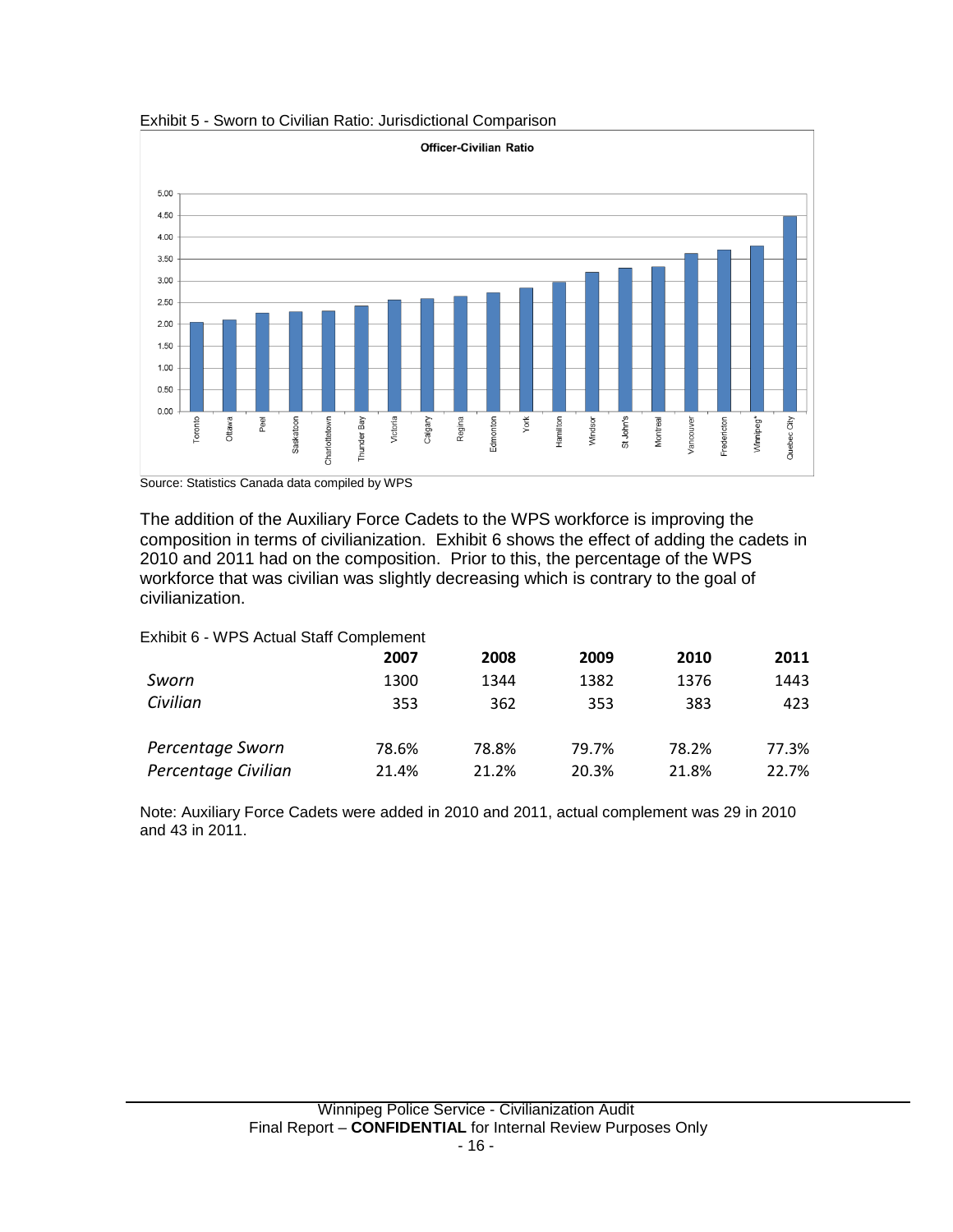Exhibit 5 - Sworn to Civilian Ratio: Jurisdictional Comparison

**Officer-Civilian Ratio**

Source: Statistics Canada data compiled by WPS

The addition of the Auxiliary Force Cadets to the WPS workforce is improving the composition in terms of civilianization. Exhibit 6 shows the effect of adding the cadets in 2010 and 2011 had on the composition. Prior to this, the percentage of the WPS workforce that was civilian was slightly decreasing which is contrary to the goal of civilianization.

Exhibit 6 - WPS Actual Staff Complement

| | **2007** | **2008** | **2009** | **2010** | **2011** |
|---|---|---|---|---|---|
| *Sworn* | 1300 | 1344 | 1382 | 1376 | 1443 |
| *Civilian* | 353 | 362 | 353 | 383 | 423 |
| | | | | | |
| *Percentage Sworn* | 78.6% | 78.8% | 79.7% | 78.2% | 77.3% |
| *Percentage Civilian* | 21.4% | 21.2% | 20.3% | 21.8% | 22.7% |

Note: Auxiliary Force Cadets were added in 2010 and 2011, actual complement was 29 in 2010 and 43 in 2011.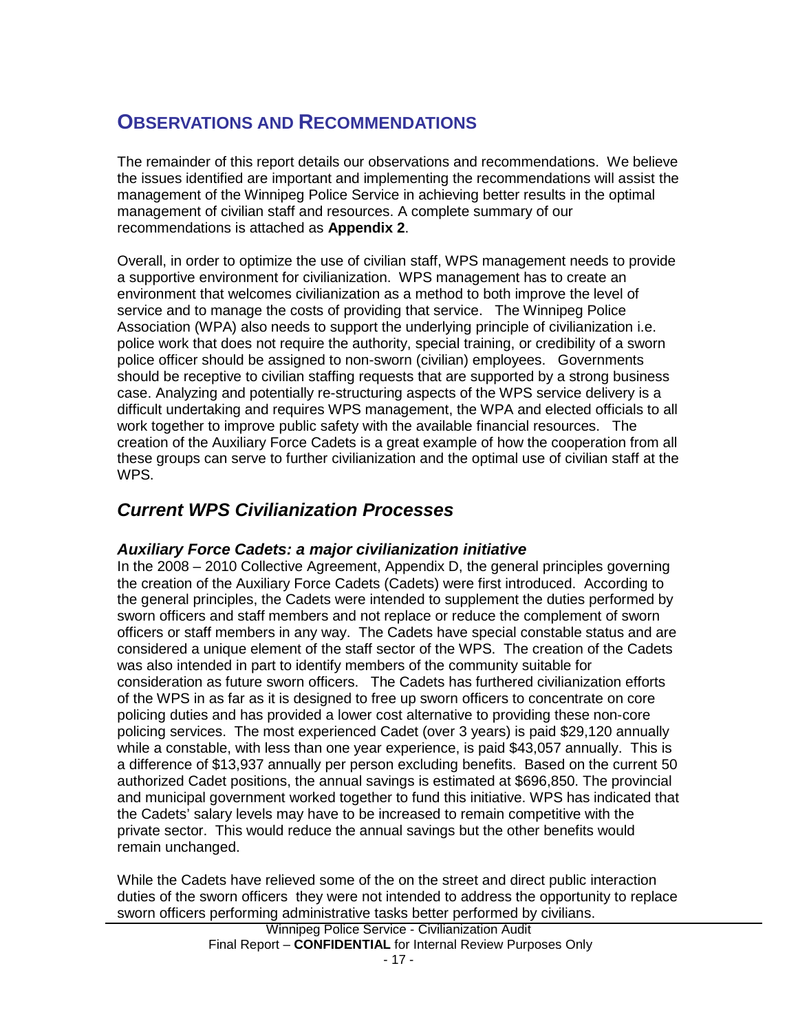## OBSERVATIONS AND RECOMMENDATIONS

The remainder of this report details our observations and recommendations. We believe the issues identified are important and implementing the recommendations will assist the management of the Winnipeg Police Service in achieving better results in the optimal management of civilian staff and resources. A complete summary of our recommendations is attached as **Appendix 2**.

Overall, in order to optimize the use of civilian staff, WPS management needs to provide a supportive environment for civilianization. WPS management has to create an environment that welcomes civilianization as a method to both improve the level of service and to manage the costs of providing that service. The Winnipeg Police Association (WPA) also needs to support the underlying principle of civilianization i.e. police work that does not require the authority, special training, or credibility of a sworn police officer should be assigned to non-sworn (civilian) employees. Governments should be receptive to civilian staffing requests that are supported by a strong business case. Analyzing and potentially re-structuring aspects of the WPS service delivery is a difficult undertaking and requires WPS management, the WPA and elected officials to all work together to improve public safety with the available financial resources. The creation of the Auxiliary Force Cadets is a great example of how the cooperation from all these groups can serve to further civilianization and the optimal use of civilian staff at the WPS.

## *Current WPS Civilianization Processes*

### *Auxiliary Force Cadets: a major civilianization initiative*

In the 2008 – 2010 Collective Agreement, Appendix D, the general principles governing the creation of the Auxiliary Force Cadets (Cadets) were first introduced. According to the general principles, the Cadets were intended to supplement the duties performed by sworn officers and staff members and not replace or reduce the complement of sworn officers or staff members in any way. The Cadets have special constable status and are considered a unique element of the staff sector of the WPS. The creation of the Cadets was also intended in part to identify members of the community suitable for consideration as future sworn officers. The Cadets has furthered civilianization efforts of the WPS in as far as it is designed to free up sworn officers to concentrate on core policing duties and has provided a lower cost alternative to providing these non-core policing services. The most experienced Cadet (over 3 years) is paid $29,120 annually while a constable, with less than one year experience, is paid $43,057 annually. This is a difference of $13,937 annually per person excluding benefits. Based on the current 50 authorized Cadet positions, the annual savings is estimated at $696,850. The provincial and municipal government worked together to fund this initiative. WPS has indicated that the Cadets' salary levels may have to be increased to remain competitive with the private sector. This would reduce the annual savings but the other benefits would remain unchanged.

While the Cadets have relieved some of the on the street and direct public interaction duties of the sworn officers they were not intended to address the opportunity to replace sworn officers performing administrative tasks better performed by civilians.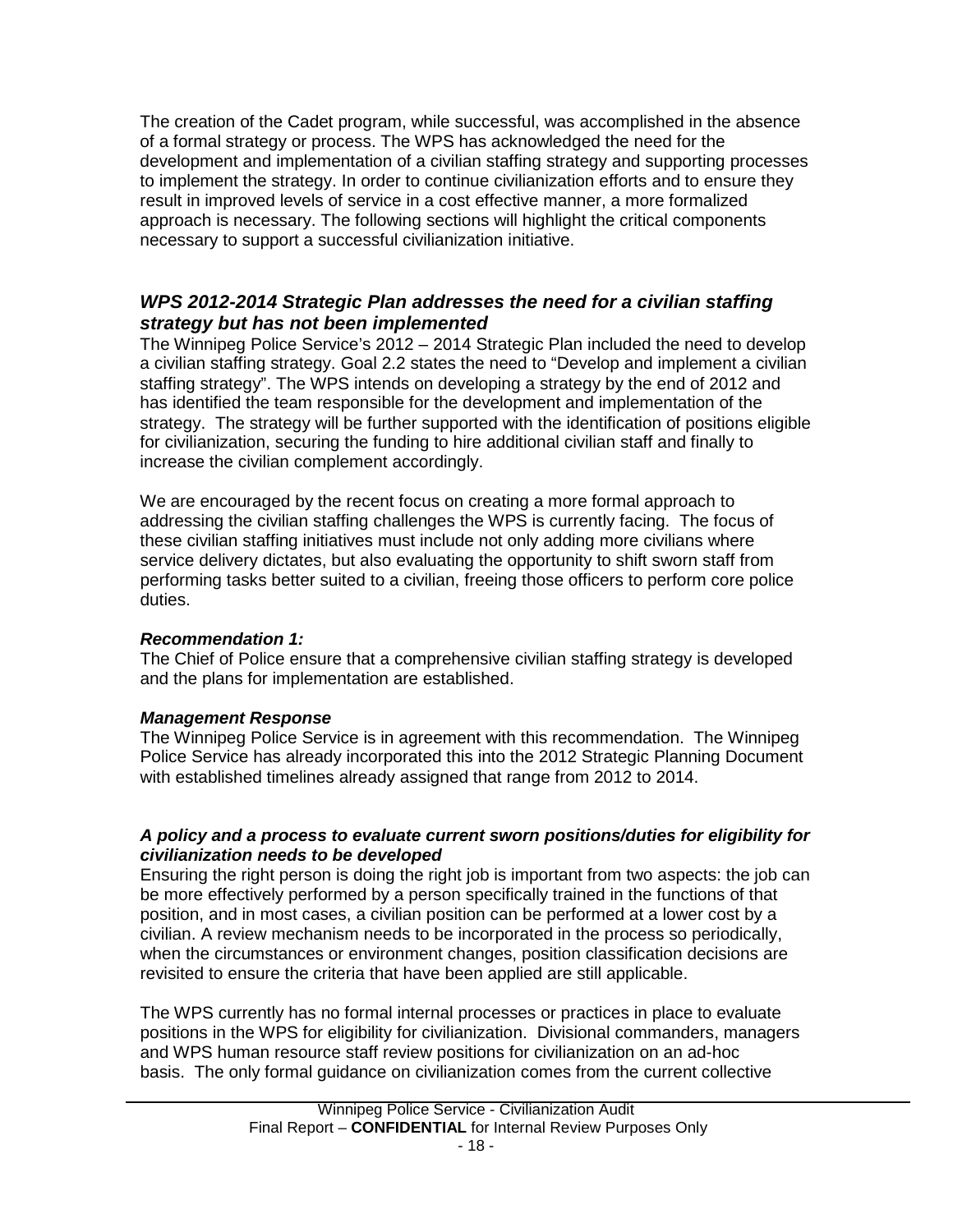The creation of the Cadet program, while successful, was accomplished in the absence of a formal strategy or process. The WPS has acknowledged the need for the development and implementation of a civilian staffing strategy and supporting processes to implement the strategy. In order to continue civilianization efforts and to ensure they result in improved levels of service in a cost effective manner, a more formalized approach is necessary. The following sections will highlight the critical components necessary to support a successful civilianization initiative.

### *WPS 2012-2014 Strategic Plan addresses the need for a civilian staffing strategy but has not been implemented*

The Winnipeg Police Service's 2012 – 2014 Strategic Plan included the need to develop a civilian staffing strategy. Goal 2.2 states the need to "Develop and implement a civilian staffing strategy". The WPS intends on developing a strategy by the end of 2012 and has identified the team responsible for the development and implementation of the strategy. The strategy will be further supported with the identification of positions eligible for civilianization, securing the funding to hire additional civilian staff and finally to increase the civilian complement accordingly.

We are encouraged by the recent focus on creating a more formal approach to addressing the civilian staffing challenges the WPS is currently facing. The focus of these civilian staffing initiatives must include not only adding more civilians where service delivery dictates, but also evaluating the opportunity to shift sworn staff from performing tasks better suited to a civilian, freeing those officers to perform core police duties.

***Recommendation 1:***

The Chief of Police ensure that a comprehensive civilian staffing strategy is developed and the plans for implementation are established.

***Management Response***

The Winnipeg Police Service is in agreement with this recommendation. The Winnipeg Police Service has already incorporated this into the 2012 Strategic Planning Document with established timelines already assigned that range from 2012 to 2014.

#### *A policy and a process to evaluate current sworn positions/duties for eligibility for civilianization needs to be developed*

Ensuring the right person is doing the right job is important from two aspects: the job can be more effectively performed by a person specifically trained in the functions of that position, and in most cases, a civilian position can be performed at a lower cost by a civilian. A review mechanism needs to be incorporated in the process so periodically, when the circumstances or environment changes, position classification decisions are revisited to ensure the criteria that have been applied are still applicable.

The WPS currently has no formal internal processes or practices in place to evaluate positions in the WPS for eligibility for civilianization. Divisional commanders, managers and WPS human resource staff review positions for civilianization on an ad-hoc basis. The only formal guidance on civilianization comes from the current collective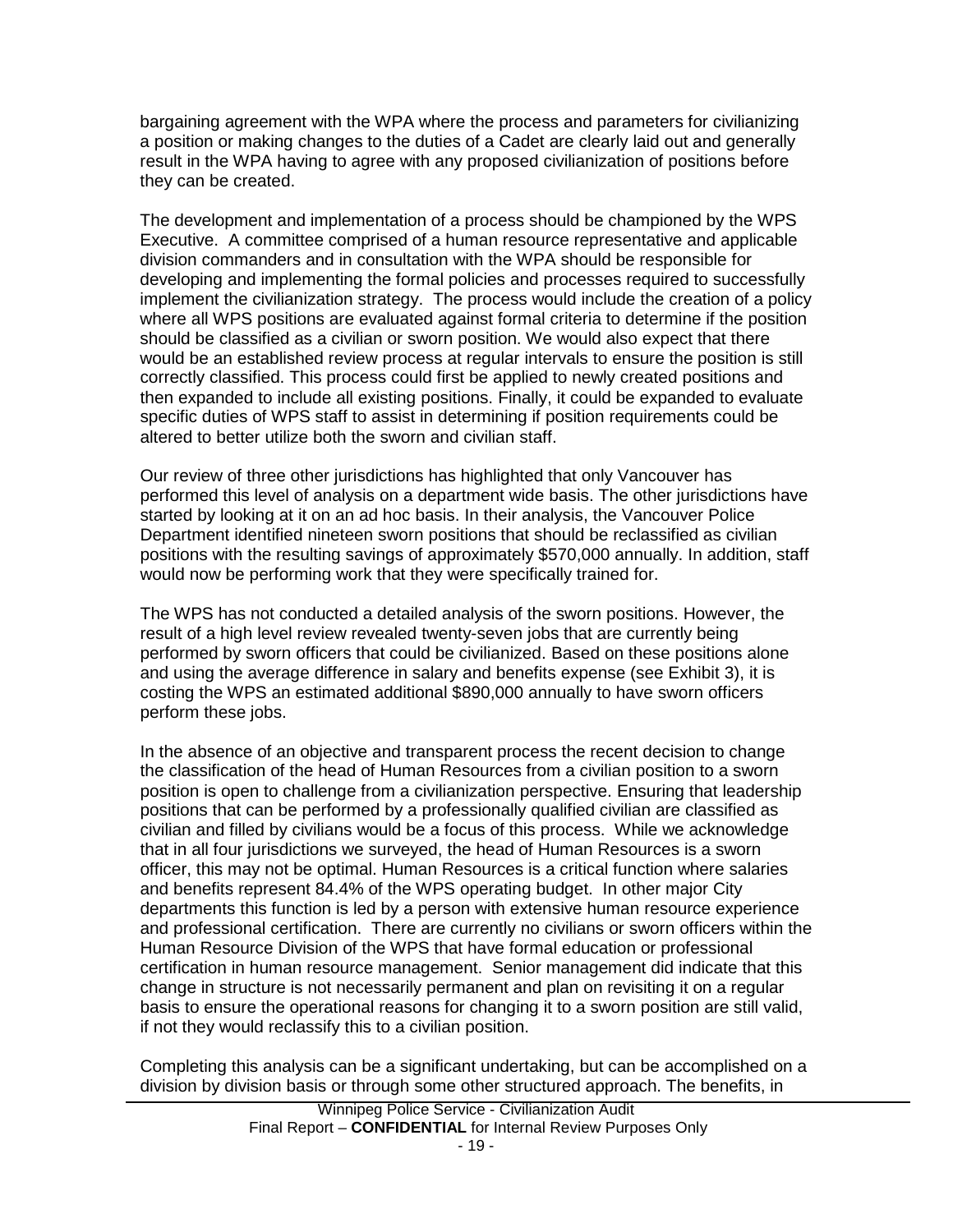bargaining agreement with the WPA where the process and parameters for civilianizing a position or making changes to the duties of a Cadet are clearly laid out and generally result in the WPA having to agree with any proposed civilianization of positions before they can be created.

The development and implementation of a process should be championed by the WPS Executive. A committee comprised of a human resource representative and applicable division commanders and in consultation with the WPA should be responsible for developing and implementing the formal policies and processes required to successfully implement the civilianization strategy. The process would include the creation of a policy where all WPS positions are evaluated against formal criteria to determine if the position should be classified as a civilian or sworn position. We would also expect that there would be an established review process at regular intervals to ensure the position is still correctly classified. This process could first be applied to newly created positions and then expanded to include all existing positions. Finally, it could be expanded to evaluate specific duties of WPS staff to assist in determining if position requirements could be altered to better utilize both the sworn and civilian staff.

Our review of three other jurisdictions has highlighted that only Vancouver has performed this level of analysis on a department wide basis. The other jurisdictions have started by looking at it on an ad hoc basis. In their analysis, the Vancouver Police Department identified nineteen sworn positions that should be reclassified as civilian positions with the resulting savings of approximately $570,000 annually. In addition, staff would now be performing work that they were specifically trained for.

The WPS has not conducted a detailed analysis of the sworn positions. However, the result of a high level review revealed twenty-seven jobs that are currently being performed by sworn officers that could be civilianized. Based on these positions alone and using the average difference in salary and benefits expense (see Exhibit 3), it is costing the WPS an estimated additional $890,000 annually to have sworn officers perform these jobs.

In the absence of an objective and transparent process the recent decision to change the classification of the head of Human Resources from a civilian position to a sworn position is open to challenge from a civilianization perspective. Ensuring that leadership positions that can be performed by a professionally qualified civilian are classified as civilian and filled by civilians would be a focus of this process. While we acknowledge that in all four jurisdictions we surveyed, the head of Human Resources is a sworn officer, this may not be optimal. Human Resources is a critical function where salaries and benefits represent 84.4% of the WPS operating budget. In other major City departments this function is led by a person with extensive human resource experience and professional certification. There are currently no civilians or sworn officers within the Human Resource Division of the WPS that have formal education or professional certification in human resource management. Senior management did indicate that this change in structure is not necessarily permanent and plan on revisiting it on a regular basis to ensure the operational reasons for changing it to a sworn position are still valid, if not they would reclassify this to a civilian position.

Completing this analysis can be a significant undertaking, but can be accomplished on a division by division basis or through some other structured approach. The benefits, in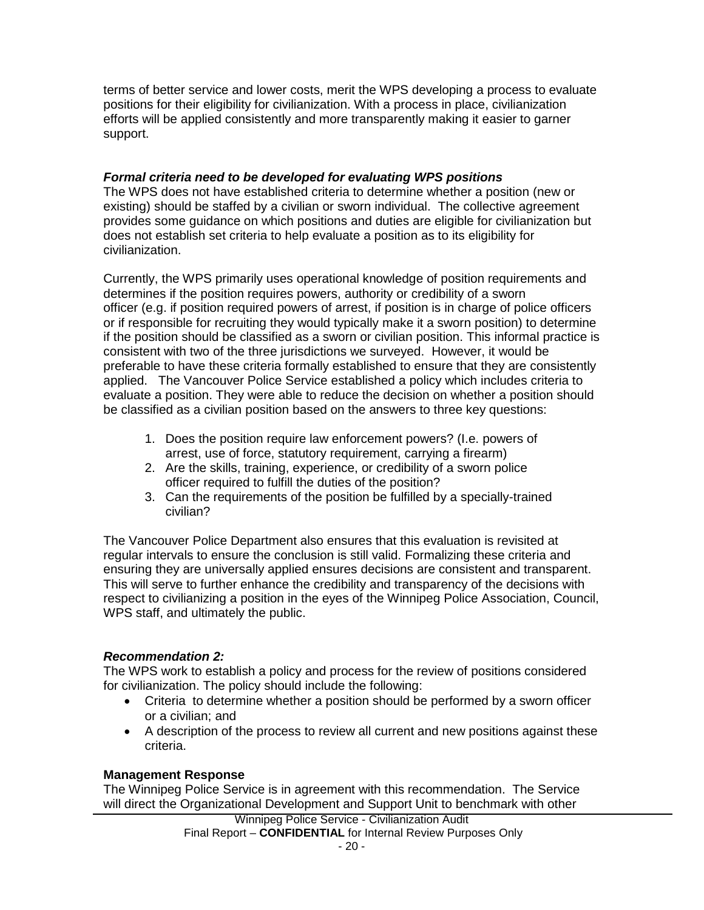terms of better service and lower costs, merit the WPS developing a process to evaluate positions for their eligibility for civilianization. With a process in place, civilianization efforts will be applied consistently and more transparently making it easier to garner support.

***Formal criteria need to be developed for evaluating WPS positions***

The WPS does not have established criteria to determine whether a position (new or existing) should be staffed by a civilian or sworn individual. The collective agreement provides some guidance on which positions and duties are eligible for civilianization but does not establish set criteria to help evaluate a position as to its eligibility for civilianization.

Currently, the WPS primarily uses operational knowledge of position requirements and determines if the position requires powers, authority or credibility of a sworn officer (e.g. if position required powers of arrest, if position is in charge of police officers or if responsible for recruiting they would typically make it a sworn position) to determine if the position should be classified as a sworn or civilian position. This informal practice is consistent with two of the three jurisdictions we surveyed. However, it would be preferable to have these criteria formally established to ensure that they are consistently applied. The Vancouver Police Service established a policy which includes criteria to evaluate a position. They were able to reduce the decision on whether a position should be classified as a civilian position based on the answers to three key questions:

1. Does the position require law enforcement powers? (I.e. powers of arrest, use of force, statutory requirement, carrying a firearm)
2. Are the skills, training, experience, or credibility of a sworn police officer required to fulfill the duties of the position?
3. Can the requirements of the position be fulfilled by a specially-trained civilian?

The Vancouver Police Department also ensures that this evaluation is revisited at regular intervals to ensure the conclusion is still valid. Formalizing these criteria and ensuring they are universally applied ensures decisions are consistent and transparent. This will serve to further enhance the credibility and transparency of the decisions with respect to civilianizing a position in the eyes of the Winnipeg Police Association, Council, WPS staff, and ultimately the public.

***Recommendation 2:***

The WPS work to establish a policy and process for the review of positions considered for civilianization. The policy should include the following:

- Criteria to determine whether a position should be performed by a sworn officer or a civilian; and
- A description of the process to review all current and new positions against these criteria.

**Management Response**

The Winnipeg Police Service is in agreement with this recommendation. The Service will direct the Organizational Development and Support Unit to benchmark with other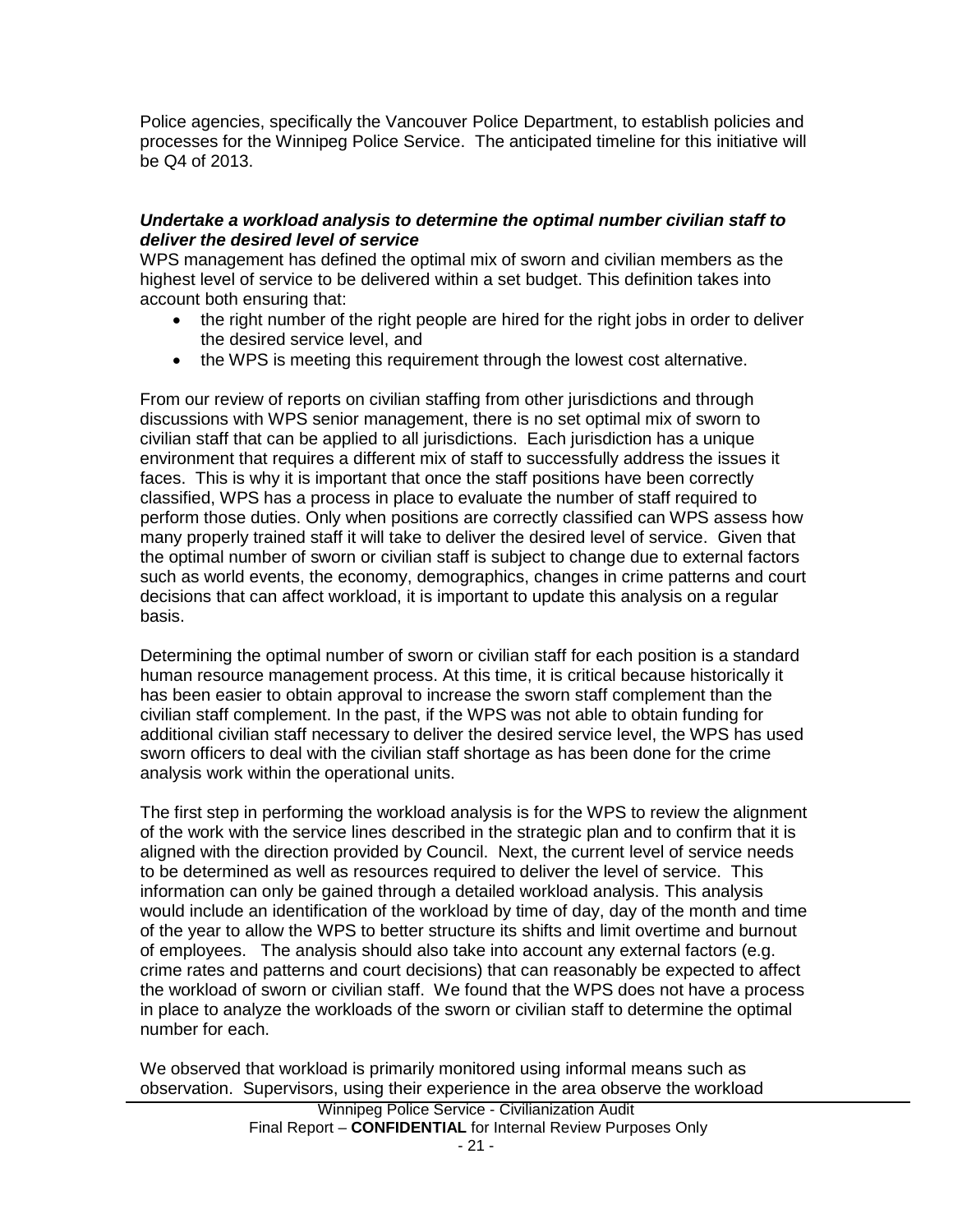Police agencies, specifically the Vancouver Police Department, to establish policies and processes for the Winnipeg Police Service. The anticipated timeline for this initiative will be Q4 of 2013.

***Undertake a workload analysis to determine the optimal number civilian staff to deliver the desired level of service***

WPS management has defined the optimal mix of sworn and civilian members as the highest level of service to be delivered within a set budget. This definition takes into account both ensuring that:

- the right number of the right people are hired for the right jobs in order to deliver the desired service level, and
- the WPS is meeting this requirement through the lowest cost alternative.

From our review of reports on civilian staffing from other jurisdictions and through discussions with WPS senior management, there is no set optimal mix of sworn to civilian staff that can be applied to all jurisdictions. Each jurisdiction has a unique environment that requires a different mix of staff to successfully address the issues it faces. This is why it is important that once the staff positions have been correctly classified, WPS has a process in place to evaluate the number of staff required to perform those duties. Only when positions are correctly classified can WPS assess how many properly trained staff it will take to deliver the desired level of service. Given that the optimal number of sworn or civilian staff is subject to change due to external factors such as world events, the economy, demographics, changes in crime patterns and court decisions that can affect workload, it is important to update this analysis on a regular basis.

Determining the optimal number of sworn or civilian staff for each position is a standard human resource management process. At this time, it is critical because historically it has been easier to obtain approval to increase the sworn staff complement than the civilian staff complement. In the past, if the WPS was not able to obtain funding for additional civilian staff necessary to deliver the desired service level, the WPS has used sworn officers to deal with the civilian staff shortage as has been done for the crime analysis work within the operational units.

The first step in performing the workload analysis is for the WPS to review the alignment of the work with the service lines described in the strategic plan and to confirm that it is aligned with the direction provided by Council. Next, the current level of service needs to be determined as well as resources required to deliver the level of service. This information can only be gained through a detailed workload analysis. This analysis would include an identification of the workload by time of day, day of the month and time of the year to allow the WPS to better structure its shifts and limit overtime and burnout of employees. The analysis should also take into account any external factors (e.g. crime rates and patterns and court decisions) that can reasonably be expected to affect the workload of sworn or civilian staff. We found that the WPS does not have a process in place to analyze the workloads of the sworn or civilian staff to determine the optimal number for each.

We observed that workload is primarily monitored using informal means such as observation. Supervisors, using their experience in the area observe the workload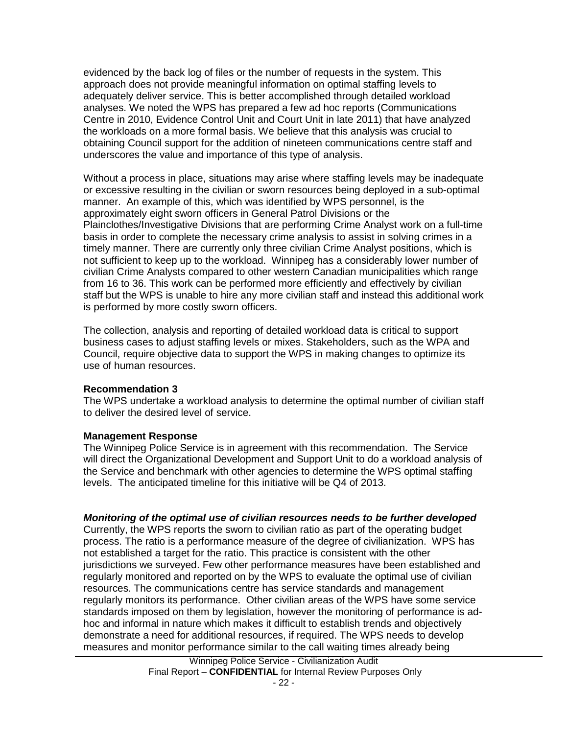evidenced by the back log of files or the number of requests in the system. This approach does not provide meaningful information on optimal staffing levels to adequately deliver service. This is better accomplished through detailed workload analyses. We noted the WPS has prepared a few ad hoc reports (Communications Centre in 2010, Evidence Control Unit and Court Unit in late 2011) that have analyzed the workloads on a more formal basis. We believe that this analysis was crucial to obtaining Council support for the addition of nineteen communications centre staff and underscores the value and importance of this type of analysis.

Without a process in place, situations may arise where staffing levels may be inadequate or excessive resulting in the civilian or sworn resources being deployed in a sub-optimal manner. An example of this, which was identified by WPS personnel, is the approximately eight sworn officers in General Patrol Divisions or the Plainclothes/Investigative Divisions that are performing Crime Analyst work on a full-time basis in order to complete the necessary crime analysis to assist in solving crimes in a timely manner. There are currently only three civilian Crime Analyst positions, which is not sufficient to keep up to the workload. Winnipeg has a considerably lower number of civilian Crime Analysts compared to other western Canadian municipalities which range from 16 to 36. This work can be performed more efficiently and effectively by civilian staff but the WPS is unable to hire any more civilian staff and instead this additional work is performed by more costly sworn officers.

The collection, analysis and reporting of detailed workload data is critical to support business cases to adjust staffing levels or mixes. Stakeholders, such as the WPA and Council, require objective data to support the WPS in making changes to optimize its use of human resources.

**Recommendation 3**
The WPS undertake a workload analysis to determine the optimal number of civilian staff to deliver the desired level of service.

**Management Response**
The Winnipeg Police Service is in agreement with this recommendation. The Service will direct the Organizational Development and Support Unit to do a workload analysis of the Service and benchmark with other agencies to determine the WPS optimal staffing levels. The anticipated timeline for this initiative will be Q4 of 2013.

***Monitoring of the optimal use of civilian resources needs to be further developed***
Currently, the WPS reports the sworn to civilian ratio as part of the operating budget process. The ratio is a performance measure of the degree of civilianization. WPS has not established a target for the ratio. This practice is consistent with the other jurisdictions we surveyed. Few other performance measures have been established and regularly monitored and reported on by the WPS to evaluate the optimal use of civilian resources. The communications centre has service standards and management regularly monitors its performance. Other civilian areas of the WPS have some service standards imposed on them by legislation, however the monitoring of performance is ad-hoc and informal in nature which makes it difficult to establish trends and objectively demonstrate a need for additional resources, if required. The WPS needs to develop measures and monitor performance similar to the call waiting times already being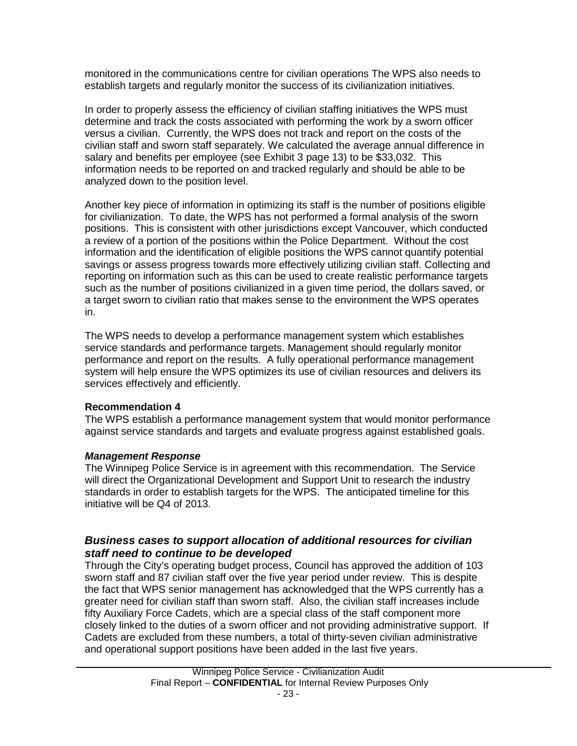monitored in the communications centre for civilian operations The WPS also needs to establish targets and regularly monitor the success of its civilianization initiatives.

In order to properly assess the efficiency of civilian staffing initiatives the WPS must determine and track the costs associated with performing the work by a sworn officer versus a civilian. Currently, the WPS does not track and report on the costs of the civilian staff and sworn staff separately. We calculated the average annual difference in salary and benefits per employee (see Exhibit 3 page 13) to be $33,032. This information needs to be reported on and tracked regularly and should be able to be analyzed down to the position level.

Another key piece of information in optimizing its staff is the number of positions eligible for civilianization. To date, the WPS has not performed a formal analysis of the sworn positions. This is consistent with other jurisdictions except Vancouver, which conducted a review of a portion of the positions within the Police Department. Without the cost information and the identification of eligible positions the WPS cannot quantify potential savings or assess progress towards more effectively utilizing civilian staff. Collecting and reporting on information such as this can be used to create realistic performance targets such as the number of positions civilianized in a given time period, the dollars saved, or a target sworn to civilian ratio that makes sense to the environment the WPS operates in.

The WPS needs to develop a performance management system which establishes service standards and performance targets. Management should regularly monitor performance and report on the results. A fully operational performance management system will help ensure the WPS optimizes its use of civilian resources and delivers its services effectively and efficiently.

**Recommendation 4**

The WPS establish a performance management system that would monitor performance against service standards and targets and evaluate progress against established goals.

***Management Response***

The Winnipeg Police Service is in agreement with this recommendation. The Service will direct the Organizational Development and Support Unit to research the industry standards in order to establish targets for the WPS. The anticipated timeline for this initiative will be Q4 of 2013.

### *Business cases to support allocation of additional resources for civilian staff need to continue to be developed*

Through the City's operating budget process, Council has approved the addition of 103 sworn staff and 87 civilian staff over the five year period under review. This is despite the fact that WPS senior management has acknowledged that the WPS currently has a greater need for civilian staff than sworn staff. Also, the civilian staff increases include fifty Auxiliary Force Cadets, which are a special class of the staff component more closely linked to the duties of a sworn officer and not providing administrative support. If Cadets are excluded from these numbers, a total of thirty-seven civilian administrative and operational support positions have been added in the last five years.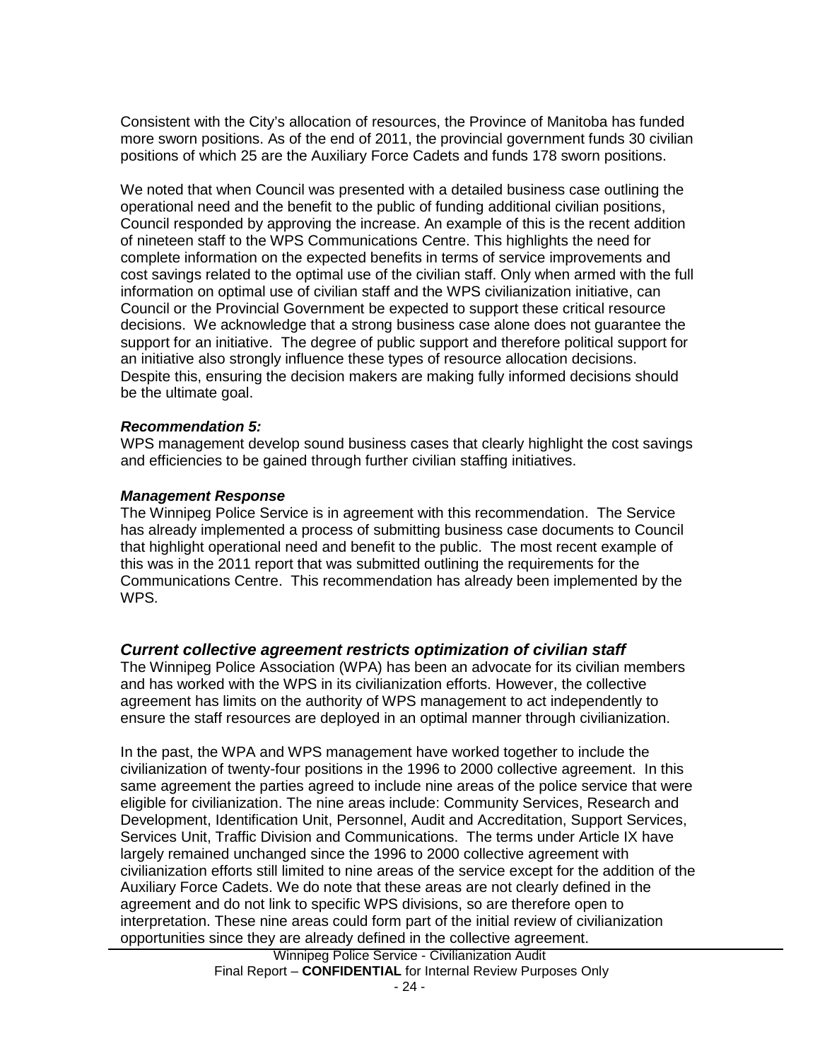Consistent with the City's allocation of resources, the Province of Manitoba has funded more sworn positions. As of the end of 2011, the provincial government funds 30 civilian positions of which 25 are the Auxiliary Force Cadets and funds 178 sworn positions.

We noted that when Council was presented with a detailed business case outlining the operational need and the benefit to the public of funding additional civilian positions, Council responded by approving the increase. An example of this is the recent addition of nineteen staff to the WPS Communications Centre. This highlights the need for complete information on the expected benefits in terms of service improvements and cost savings related to the optimal use of the civilian staff. Only when armed with the full information on optimal use of civilian staff and the WPS civilianization initiative, can Council or the Provincial Government be expected to support these critical resource decisions. We acknowledge that a strong business case alone does not guarantee the support for an initiative. The degree of public support and therefore political support for an initiative also strongly influence these types of resource allocation decisions. Despite this, ensuring the decision makers are making fully informed decisions should be the ultimate goal.

***Recommendation 5:***
WPS management develop sound business cases that clearly highlight the cost savings and efficiencies to be gained through further civilian staffing initiatives.

***Management Response***
The Winnipeg Police Service is in agreement with this recommendation. The Service has already implemented a process of submitting business case documents to Council that highlight operational need and benefit to the public. The most recent example of this was in the 2011 report that was submitted outlining the requirements for the Communications Centre. This recommendation has already been implemented by the WPS.

### *Current collective agreement restricts optimization of civilian staff*

The Winnipeg Police Association (WPA) has been an advocate for its civilian members and has worked with the WPS in its civilianization efforts. However, the collective agreement has limits on the authority of WPS management to act independently to ensure the staff resources are deployed in an optimal manner through civilianization.

In the past, the WPA and WPS management have worked together to include the civilianization of twenty-four positions in the 1996 to 2000 collective agreement. In this same agreement the parties agreed to include nine areas of the police service that were eligible for civilianization. The nine areas include: Community Services, Research and Development, Identification Unit, Personnel, Audit and Accreditation, Support Services, Services Unit, Traffic Division and Communications. The terms under Article IX have largely remained unchanged since the 1996 to 2000 collective agreement with civilianization efforts still limited to nine areas of the service except for the addition of the Auxiliary Force Cadets. We do note that these areas are not clearly defined in the agreement and do not link to specific WPS divisions, so are therefore open to interpretation. These nine areas could form part of the initial review of civilianization opportunities since they are already defined in the collective agreement.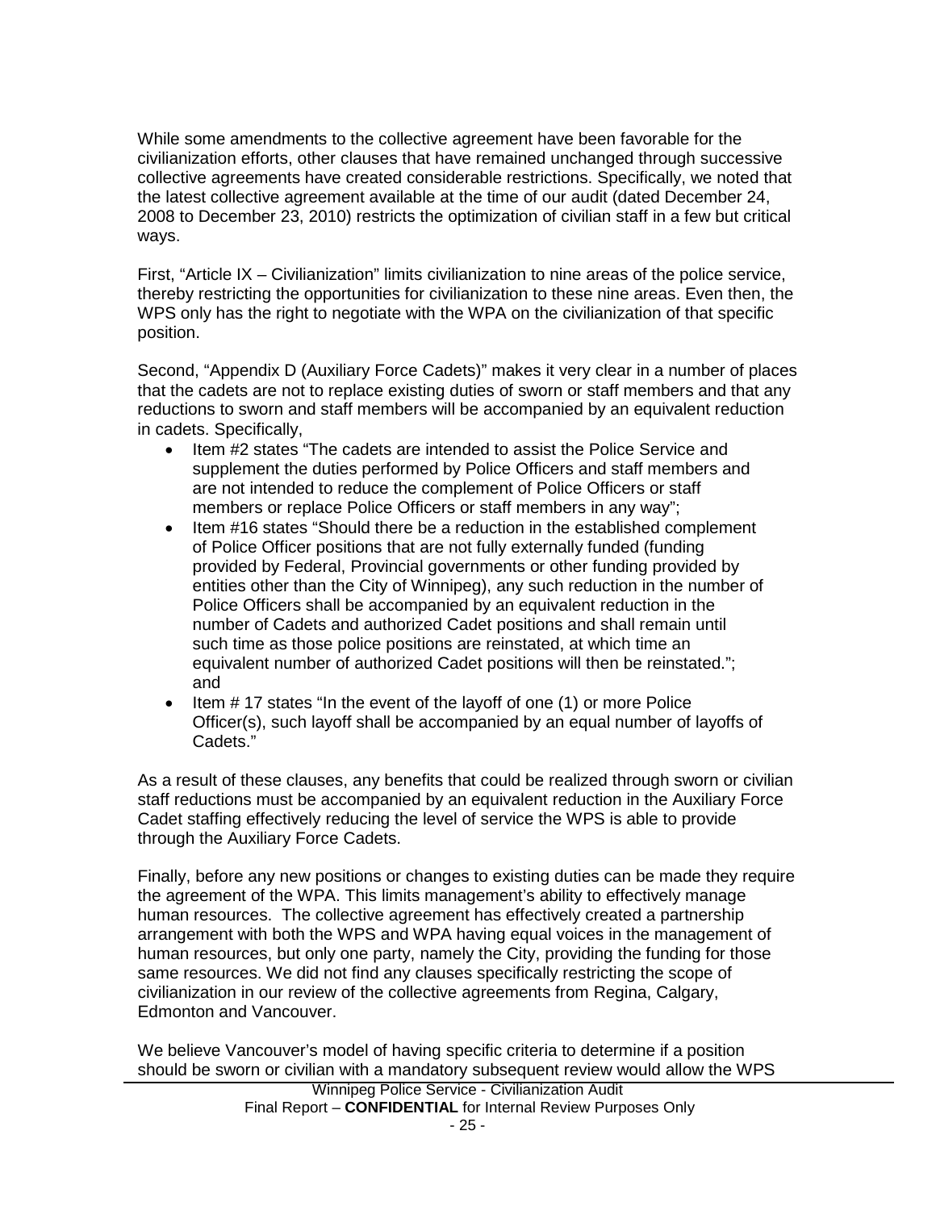While some amendments to the collective agreement have been favorable for the civilianization efforts, other clauses that have remained unchanged through successive collective agreements have created considerable restrictions. Specifically, we noted that the latest collective agreement available at the time of our audit (dated December 24, 2008 to December 23, 2010) restricts the optimization of civilian staff in a few but critical ways.

First, "Article IX – Civilianization" limits civilianization to nine areas of the police service, thereby restricting the opportunities for civilianization to these nine areas. Even then, the WPS only has the right to negotiate with the WPA on the civilianization of that specific position.

Second, "Appendix D (Auxiliary Force Cadets)" makes it very clear in a number of places that the cadets are not to replace existing duties of sworn or staff members and that any reductions to sworn and staff members will be accompanied by an equivalent reduction in cadets. Specifically,

- Item #2 states "The cadets are intended to assist the Police Service and supplement the duties performed by Police Officers and staff members and are not intended to reduce the complement of Police Officers or staff members or replace Police Officers or staff members in any way";
- Item #16 states "Should there be a reduction in the established complement of Police Officer positions that are not fully externally funded (funding provided by Federal, Provincial governments or other funding provided by entities other than the City of Winnipeg), any such reduction in the number of Police Officers shall be accompanied by an equivalent reduction in the number of Cadets and authorized Cadet positions and shall remain until such time as those police positions are reinstated, at which time an equivalent number of authorized Cadet positions will then be reinstated."; and
- Item # 17 states "In the event of the layoff of one (1) or more Police Officer(s), such layoff shall be accompanied by an equal number of layoffs of Cadets."

As a result of these clauses, any benefits that could be realized through sworn or civilian staff reductions must be accompanied by an equivalent reduction in the Auxiliary Force Cadet staffing effectively reducing the level of service the WPS is able to provide through the Auxiliary Force Cadets.

Finally, before any new positions or changes to existing duties can be made they require the agreement of the WPA. This limits management's ability to effectively manage human resources. The collective agreement has effectively created a partnership arrangement with both the WPS and WPA having equal voices in the management of human resources, but only one party, namely the City, providing the funding for those same resources. We did not find any clauses specifically restricting the scope of civilianization in our review of the collective agreements from Regina, Calgary, Edmonton and Vancouver.

We believe Vancouver's model of having specific criteria to determine if a position should be sworn or civilian with a mandatory subsequent review would allow the WPS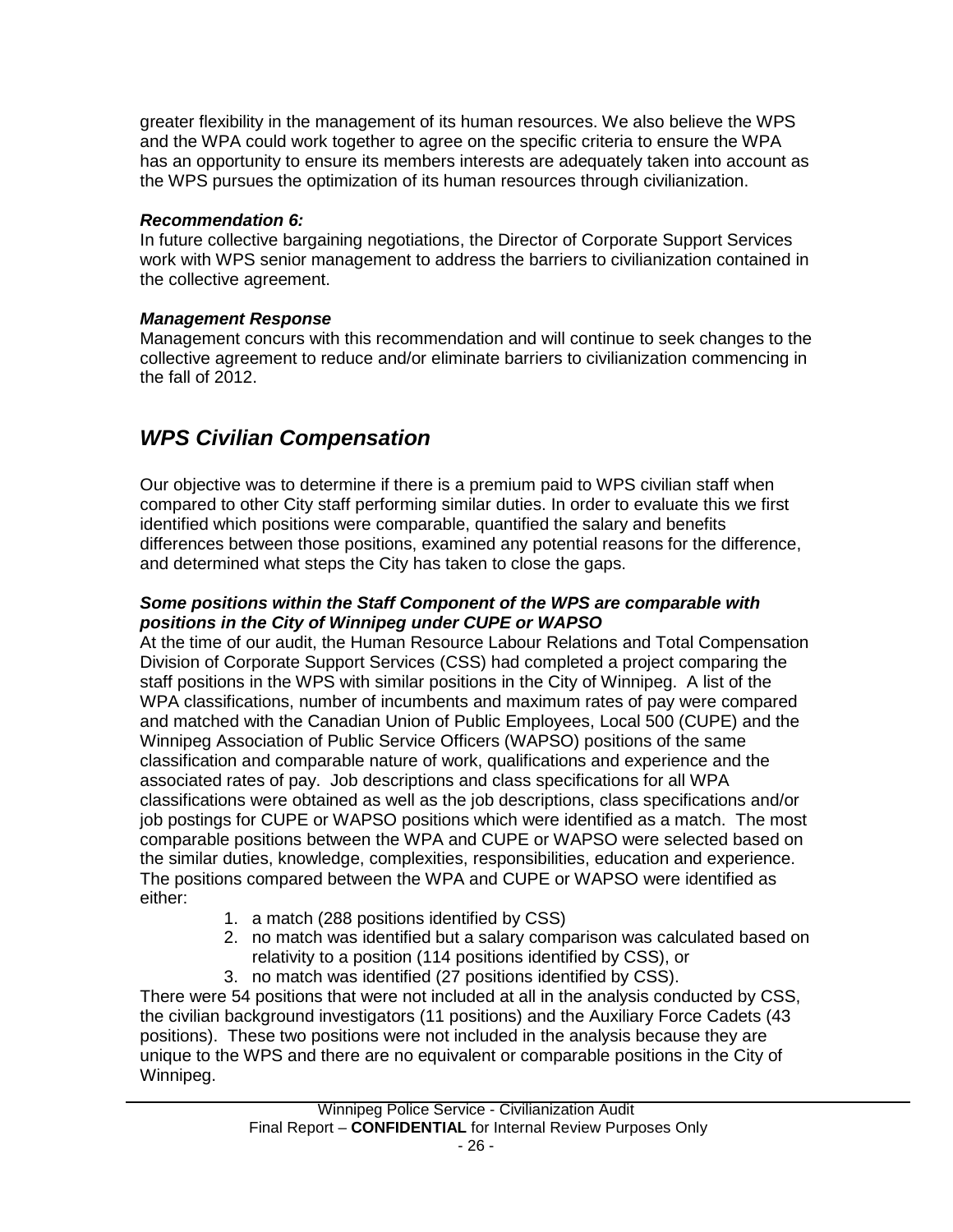greater flexibility in the management of its human resources. We also believe the WPS and the WPA could work together to agree on the specific criteria to ensure the WPA has an opportunity to ensure its members interests are adequately taken into account as the WPS pursues the optimization of its human resources through civilianization.

***Recommendation 6:***
In future collective bargaining negotiations, the Director of Corporate Support Services work with WPS senior management to address the barriers to civilianization contained in the collective agreement.

***Management Response***
Management concurs with this recommendation and will continue to seek changes to the collective agreement to reduce and/or eliminate barriers to civilianization commencing in the fall of 2012.

## *WPS Civilian Compensation*

Our objective was to determine if there is a premium paid to WPS civilian staff when compared to other City staff performing similar duties. In order to evaluate this we first identified which positions were comparable, quantified the salary and benefits differences between those positions, examined any potential reasons for the difference, and determined what steps the City has taken to close the gaps.

***Some positions within the Staff Component of the WPS are comparable with positions in the City of Winnipeg under CUPE or WAPSO***
At the time of our audit, the Human Resource Labour Relations and Total Compensation Division of Corporate Support Services (CSS) had completed a project comparing the staff positions in the WPS with similar positions in the City of Winnipeg. A list of the WPA classifications, number of incumbents and maximum rates of pay were compared and matched with the Canadian Union of Public Employees, Local 500 (CUPE) and the Winnipeg Association of Public Service Officers (WAPSO) positions of the same classification and comparable nature of work, qualifications and experience and the associated rates of pay. Job descriptions and class specifications for all WPA classifications were obtained as well as the job descriptions, class specifications and/or job postings for CUPE or WAPSO positions which were identified as a match. The most comparable positions between the WPA and CUPE or WAPSO were selected based on the similar duties, knowledge, complexities, responsibilities, education and experience. The positions compared between the WPA and CUPE or WAPSO were identified as either:

1. a match (288 positions identified by CSS)
2. no match was identified but a salary comparison was calculated based on relativity to a position (114 positions identified by CSS), or
3. no match was identified (27 positions identified by CSS).

There were 54 positions that were not included at all in the analysis conducted by CSS, the civilian background investigators (11 positions) and the Auxiliary Force Cadets (43 positions). These two positions were not included in the analysis because they are unique to the WPS and there are no equivalent or comparable positions in the City of Winnipeg.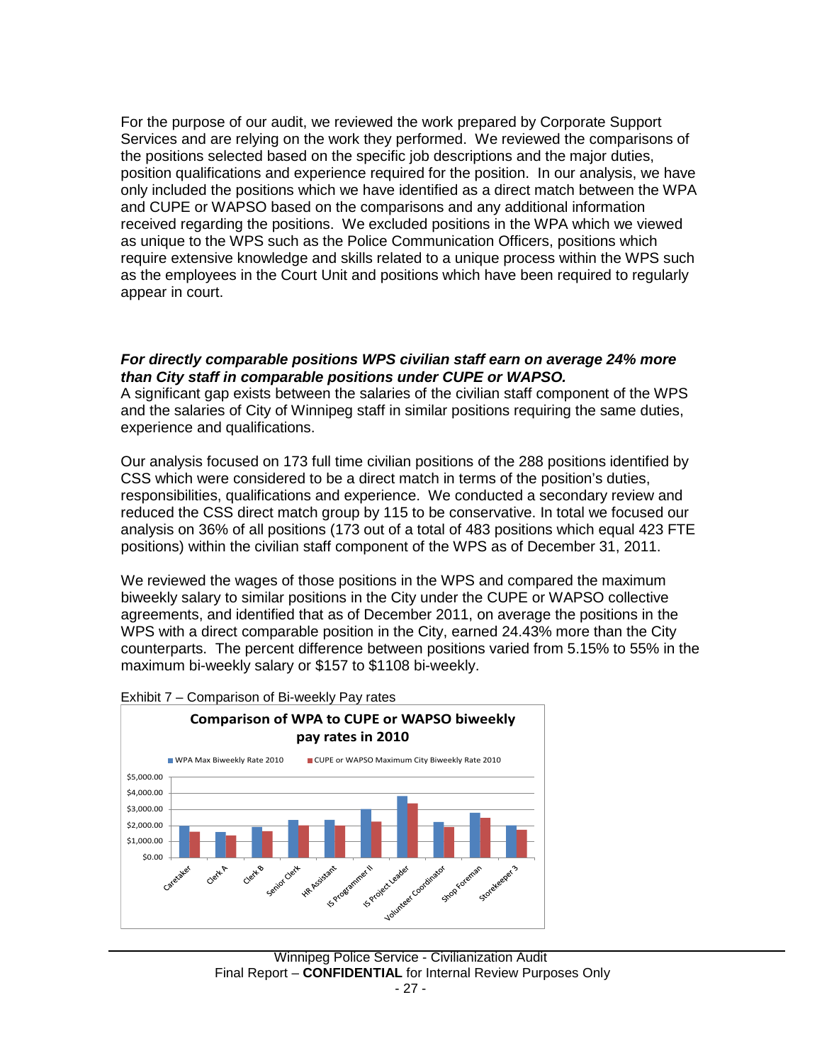For the purpose of our audit, we reviewed the work prepared by Corporate Support Services and are relying on the work they performed. We reviewed the comparisons of the positions selected based on the specific job descriptions and the major duties, position qualifications and experience required for the position. In our analysis, we have only included the positions which we have identified as a direct match between the WPA and CUPE or WAPSO based on the comparisons and any additional information received regarding the positions. We excluded positions in the WPA which we viewed as unique to the WPS such as the Police Communication Officers, positions which require extensive knowledge and skills related to a unique process within the WPS such as the employees in the Court Unit and positions which have been required to regularly appear in court.

***For directly comparable positions WPS civilian staff earn on average 24% more than City staff in comparable positions under CUPE or WAPSO.***

A significant gap exists between the salaries of the civilian staff component of the WPS and the salaries of City of Winnipeg staff in similar positions requiring the same duties, experience and qualifications.

Our analysis focused on 173 full time civilian positions of the 288 positions identified by CSS which were considered to be a direct match in terms of the position's duties, responsibilities, qualifications and experience. We conducted a secondary review and reduced the CSS direct match group by 115 to be conservative. In total we focused our analysis on 36% of all positions (173 out of a total of 483 positions which equal 423 FTE positions) within the civilian staff component of the WPS as of December 31, 2011.

We reviewed the wages of those positions in the WPS and compared the maximum biweekly salary to similar positions in the City under the CUPE or WAPSO collective agreements, and identified that as of December 2011, on average the positions in the WPS with a direct comparable position in the City, earned 24.43% more than the City counterparts. The percent difference between positions varied from 5.15% to 55% in the maximum bi-weekly salary or $157 to $1108 bi-weekly.

Exhibit 7 – Comparison of Bi-weekly Pay rates

**Comparison of WPA to CUPE or WAPSO biweekly pay rates in 2010**

Legend: WPA Max Biweekly Rate 2010; CUPE or WAPSO Maximum City Biweekly Rate 2010

Y-axis: $0.00, $1,000.00, $2,000.00, $3,000.00, $4,000.00, $5,000.00

Categories: Caretaker, Clerk A, Clerk B, Senior Clerk, HR Assistant, IS Programmer II, IS Project Leader, Volunteer Coordinator, Shop Foreman, Storekeeper 3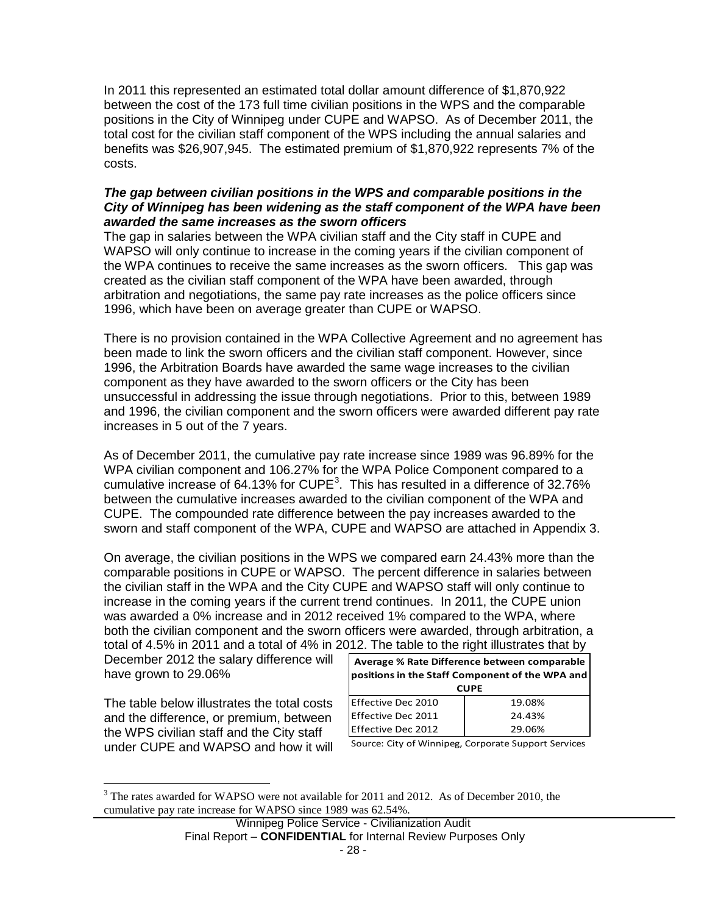In 2011 this represented an estimated total dollar amount difference of $1,870,922 between the cost of the 173 full time civilian positions in the WPS and the comparable positions in the City of Winnipeg under CUPE and WAPSO. As of December 2011, the total cost for the civilian staff component of the WPS including the annual salaries and benefits was $26,907,945. The estimated premium of $1,870,922 represents 7% of the costs.

***The gap between civilian positions in the WPS and comparable positions in the City of Winnipeg has been widening as the staff component of the WPA have been awarded the same increases as the sworn officers***

The gap in salaries between the WPA civilian staff and the City staff in CUPE and WAPSO will only continue to increase in the coming years if the civilian component of the WPA continues to receive the same increases as the sworn officers. This gap was created as the civilian staff component of the WPA have been awarded, through arbitration and negotiations, the same pay rate increases as the police officers since 1996, which have been on average greater than CUPE or WAPSO.

There is no provision contained in the WPA Collective Agreement and no agreement has been made to link the sworn officers and the civilian staff component. However, since 1996, the Arbitration Boards have awarded the same wage increases to the civilian component as they have awarded to the sworn officers or the City has been unsuccessful in addressing the issue through negotiations. Prior to this, between 1989 and 1996, the civilian component and the sworn officers were awarded different pay rate increases in 5 out of the 7 years.

As of December 2011, the cumulative pay rate increase since 1989 was 96.89% for the WPA civilian component and 106.27% for the WPA Police Component compared to a cumulative increase of 64.13% for CUPE[3]. This has resulted in a difference of 32.76% between the cumulative increases awarded to the civilian component of the WPA and CUPE. The compounded rate difference between the pay increases awarded to the sworn and staff component of the WPA, CUPE and WAPSO are attached in Appendix 3.

On average, the civilian positions in the WPS we compared earn 24.43% more than the comparable positions in CUPE or WAPSO. The percent difference in salaries between the civilian staff in the WPA and the City CUPE and WAPSO staff will only continue to increase in the coming years if the current trend continues. In 2011, the CUPE union was awarded a 0% increase and in 2012 received 1% compared to the WPA, where both the civilian component and the sworn officers were awarded, through arbitration, a total of 4.5% in 2011 and a total of 4% in 2012. The table to the right illustrates that by December 2012 the salary difference will have grown to 29.06%

| Average % Rate Difference between comparable positions in the Staff Component of the WPA and CUPE | |
|---|---|
| Effective Dec 2010 | 19.08% |
| Effective Dec 2011 | 24.43% |
| Effective Dec 2012 | 29.06% |

Source: City of Winnipeg, Corporate Support Services

The table below illustrates the total costs and the difference, or premium, between the WPS civilian staff and the City staff under CUPE and WAPSO and how it will

[3] The rates awarded for WAPSO were not available for 2011 and 2012. As of December 2010, the cumulative pay rate increase for WAPSO since 1989 was 62.54%.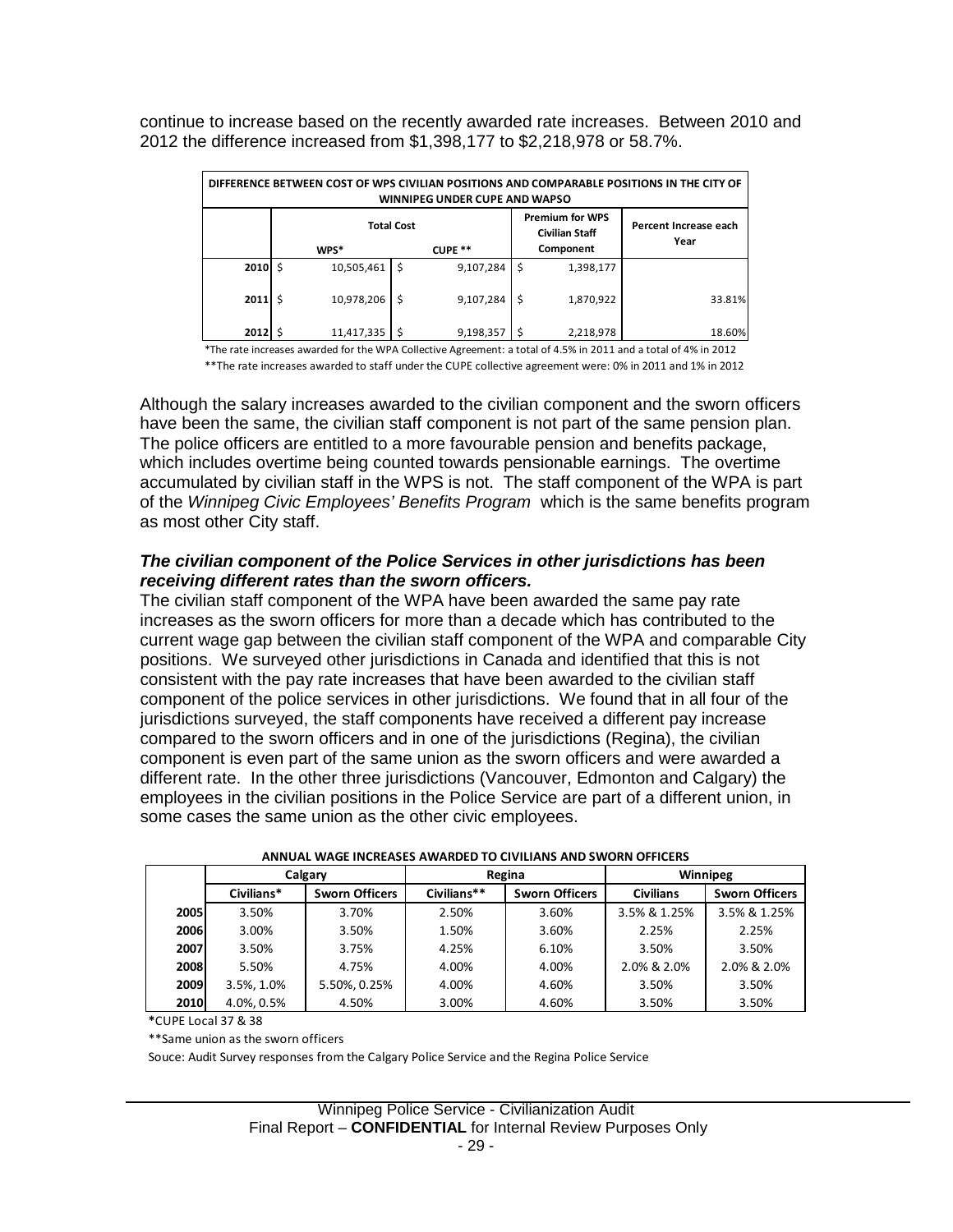continue to increase based on the recently awarded rate increases. Between 2010 and 2012 the difference increased from $1,398,177 to $2,218,978 or 58.7%.

| DIFFERENCE BETWEEN COST OF WPS CIVILIAN POSITIONS AND COMPARABLE POSITIONS IN THE CITY OF WINNIPEG UNDER CUPE AND WAPSO | | | | |
|---|---|---|---|---|
| | Total Cost | | Premium for WPS Civilian Staff Component | Percent Increase each Year |
| | WPS* | CUPE ** | | |
| **2010** | $ 10,505,461 | $ 9,107,284 | $ 1,398,177 | |
| **2011** | $ 10,978,206 | $ 9,107,284 | $ 1,870,922 | 33.81% |
| **2012** | $ 11,417,335 | $ 9,198,357 | $ 2,218,978 | 18.60% |

*The rate increases awarded for the WPA Collective Agreement: a total of 4.5% in 2011 and a total of 4% in 2012

**The rate increases awarded to staff under the CUPE collective agreement were: 0% in 2011 and 1% in 2012

Although the salary increases awarded to the civilian component and the sworn officers have been the same, the civilian staff component is not part of the same pension plan. The police officers are entitled to a more favourable pension and benefits package, which includes overtime being counted towards pensionable earnings. The overtime accumulated by civilian staff in the WPS is not. The staff component of the WPA is part of the *Winnipeg Civic Employees' Benefits Program* which is the same benefits program as most other City staff.

***The civilian component of the Police Services in other jurisdictions has been receiving different rates than the sworn officers.***

The civilian staff component of the WPA have been awarded the same pay rate increases as the sworn officers for more than a decade which has contributed to the current wage gap between the civilian staff component of the WPA and comparable City positions. We surveyed other jurisdictions in Canada and identified that this is not consistent with the pay rate increases that have been awarded to the civilian staff component of the police services in other jurisdictions. We found that in all four of the jurisdictions surveyed, the staff components have received a different pay increase compared to the sworn officers and in one of the jurisdictions (Regina), the civilian component is even part of the same union as the sworn officers and were awarded a different rate. In the other three jurisdictions (Vancouver, Edmonton and Calgary) the employees in the civilian positions in the Police Service are part of a different union, in some cases the same union as the other civic employees.

**ANNUAL WAGE INCREASES AWARDED TO CIVILIANS AND SWORN OFFICERS**

| | Calgary | | Regina | | Winnipeg | |
|---|---|---|---|---|---|---|
| | Civilians* | Sworn Officers | Civilians** | Sworn Officers | Civilians | Sworn Officers |
| **2005** | 3.50% | 3.70% | 2.50% | 3.60% | 3.5% & 1.25% | 3.5% & 1.25% |
| **2006** | 3.00% | 3.50% | 1.50% | 3.60% | 2.25% | 2.25% |
| **2007** | 3.50% | 3.75% | 4.25% | 6.10% | 3.50% | 3.50% |
| **2008** | 5.50% | 4.75% | 4.00% | 4.00% | 2.0% & 2.0% | 2.0% & 2.0% |
| **2009** | 3.5%, 1.0% | 5.50%, 0.25% | 4.00% | 4.60% | 3.50% | 3.50% |
| **2010** | 4.0%, 0.5% | 4.50% | 3.00% | 4.60% | 3.50% | 3.50% |

**\***CUPE Local 37 & 38

**Same union as the sworn officers

Souce: Audit Survey responses from the Calgary Police Service and the Regina Police Service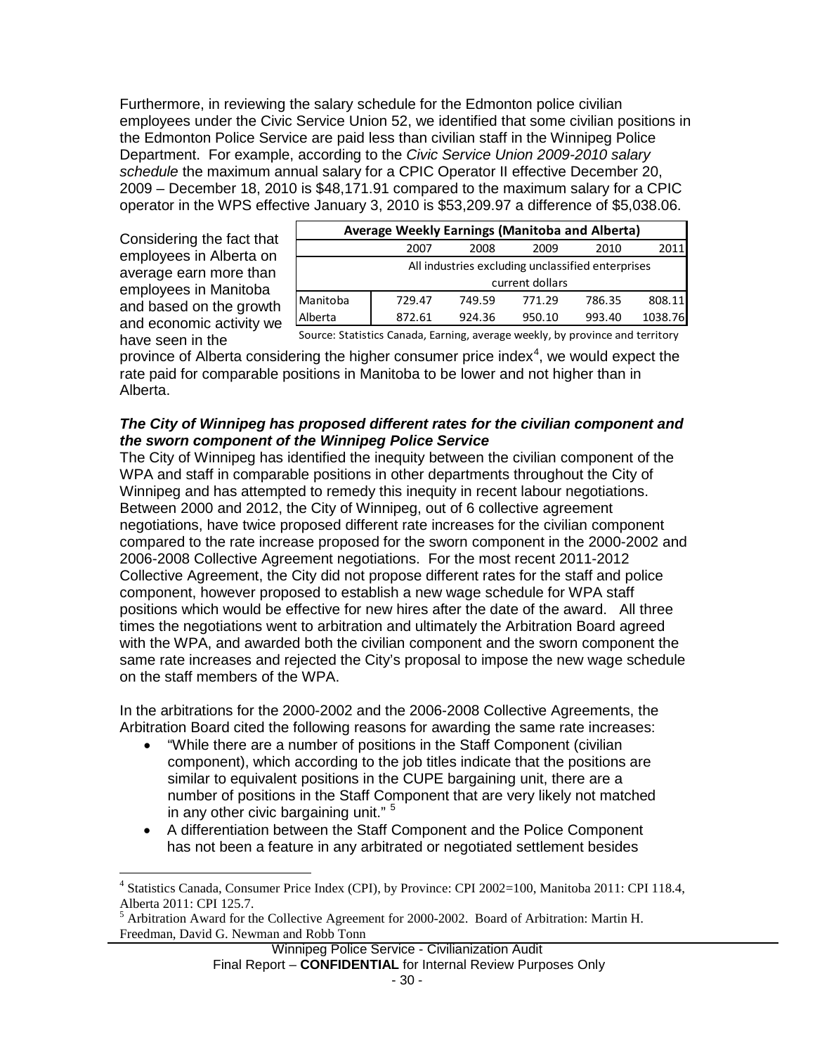Furthermore, in reviewing the salary schedule for the Edmonton police civilian employees under the Civic Service Union 52, we identified that some civilian positions in the Edmonton Police Service are paid less than civilian staff in the Winnipeg Police Department. For example, according to the *Civic Service Union 2009-2010 salary schedule* the maximum annual salary for a CPIC Operator II effective December 20, 2009 – December 18, 2010 is $48,171.91 compared to the maximum salary for a CPIC operator in the WPS effective January 3, 2010 is $53,209.97 a difference of $5,038.06.

| Average Weekly Earnings (Manitoba and Alberta) | | | | | |
|---|---|---|---|---|---|
| | 2007 | 2008 | 2009 | 2010 | 2011 |
| | All industries excluding unclassified enterprises current dollars | | | | |
| Manitoba | 729.47 | 749.59 | 771.29 | 786.35 | 808.11 |
| Alberta | 872.61 | 924.36 | 950.10 | 993.40 | 1038.76 |

Source: Statistics Canada, Earning, average weekly, by province and territory

Considering the fact that employees in Alberta on average earn more than employees in Manitoba and based on the growth and economic activity we have seen in the province of Alberta considering the higher consumer price index[4], we would expect the rate paid for comparable positions in Manitoba to be lower and not higher than in Alberta.

***The City of Winnipeg has proposed different rates for the civilian component and the sworn component of the Winnipeg Police Service***

The City of Winnipeg has identified the inequity between the civilian component of the WPA and staff in comparable positions in other departments throughout the City of Winnipeg and has attempted to remedy this inequity in recent labour negotiations. Between 2000 and 2012, the City of Winnipeg, out of 6 collective agreement negotiations, have twice proposed different rate increases for the civilian component compared to the rate increase proposed for the sworn component in the 2000-2002 and 2006-2008 Collective Agreement negotiations. For the most recent 2011-2012 Collective Agreement, the City did not propose different rates for the staff and police component, however proposed to establish a new wage schedule for WPA staff positions which would be effective for new hires after the date of the award. All three times the negotiations went to arbitration and ultimately the Arbitration Board agreed with the WPA, and awarded both the civilian component and the sworn component the same rate increases and rejected the City's proposal to impose the new wage schedule on the staff members of the WPA.

In the arbitrations for the 2000-2002 and the 2006-2008 Collective Agreements, the Arbitration Board cited the following reasons for awarding the same rate increases:

- "While there are a number of positions in the Staff Component (civilian component), which according to the job titles indicate that the positions are similar to equivalent positions in the CUPE bargaining unit, there are a number of positions in the Staff Component that are very likely not matched in any other civic bargaining unit." [5]
- A differentiation between the Staff Component and the Police Component has not been a feature in any arbitrated or negotiated settlement besides

---

[4] Statistics Canada, Consumer Price Index (CPI), by Province: CPI 2002=100, Manitoba 2011: CPI 118.4, Alberta 2011: CPI 125.7.

[5] Arbitration Award for the Collective Agreement for 2000-2002. Board of Arbitration: Martin H. Freedman, David G. Newman and Robb Tonn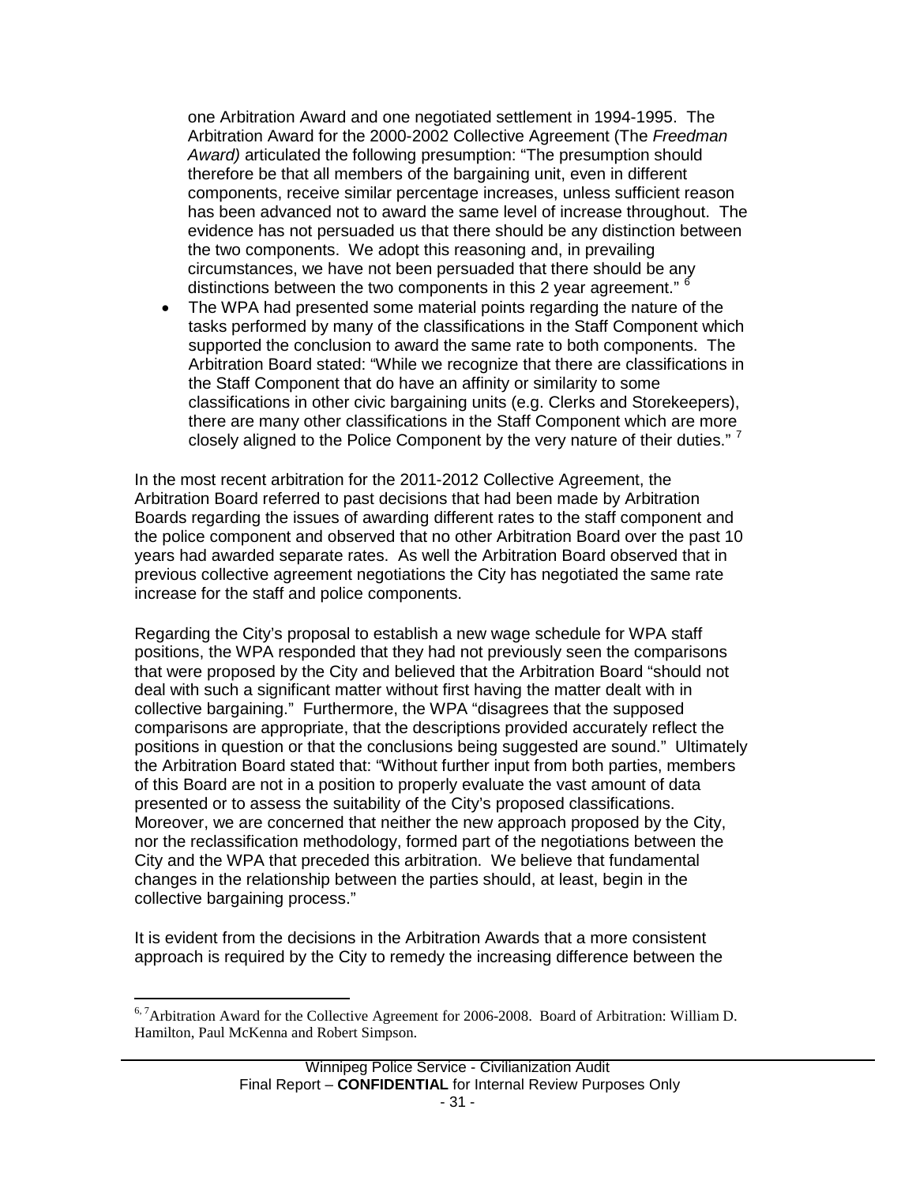one Arbitration Award and one negotiated settlement in 1994-1995. The Arbitration Award for the 2000-2002 Collective Agreement (The *Freedman Award)* articulated the following presumption: "The presumption should therefore be that all members of the bargaining unit, even in different components, receive similar percentage increases, unless sufficient reason has been advanced not to award the same level of increase throughout. The evidence has not persuaded us that there should be any distinction between the two components. We adopt this reasoning and, in prevailing circumstances, we have not been persuaded that there should be any distinctions between the two components in this 2 year agreement." [6]

- The WPA had presented some material points regarding the nature of the tasks performed by many of the classifications in the Staff Component which supported the conclusion to award the same rate to both components. The Arbitration Board stated: "While we recognize that there are classifications in the Staff Component that do have an affinity or similarity to some classifications in other civic bargaining units (e.g. Clerks and Storekeepers), there are many other classifications in the Staff Component which are more closely aligned to the Police Component by the very nature of their duties." [7]

In the most recent arbitration for the 2011-2012 Collective Agreement, the Arbitration Board referred to past decisions that had been made by Arbitration Boards regarding the issues of awarding different rates to the staff component and the police component and observed that no other Arbitration Board over the past 10 years had awarded separate rates. As well the Arbitration Board observed that in previous collective agreement negotiations the City has negotiated the same rate increase for the staff and police components.

Regarding the City's proposal to establish a new wage schedule for WPA staff positions, the WPA responded that they had not previously seen the comparisons that were proposed by the City and believed that the Arbitration Board "should not deal with such a significant matter without first having the matter dealt with in collective bargaining." Furthermore, the WPA "disagrees that the supposed comparisons are appropriate, that the descriptions provided accurately reflect the positions in question or that the conclusions being suggested are sound." Ultimately the Arbitration Board stated that: "Without further input from both parties, members of this Board are not in a position to properly evaluate the vast amount of data presented or to assess the suitability of the City's proposed classifications. Moreover, we are concerned that neither the new approach proposed by the City, nor the reclassification methodology, formed part of the negotiations between the City and the WPA that preceded this arbitration. We believe that fundamental changes in the relationship between the parties should, at least, begin in the collective bargaining process."

It is evident from the decisions in the Arbitration Awards that a more consistent approach is required by the City to remedy the increasing difference between the

---

[6, 7] Arbitration Award for the Collective Agreement for 2006-2008. Board of Arbitration: William D. Hamilton, Paul McKenna and Robert Simpson.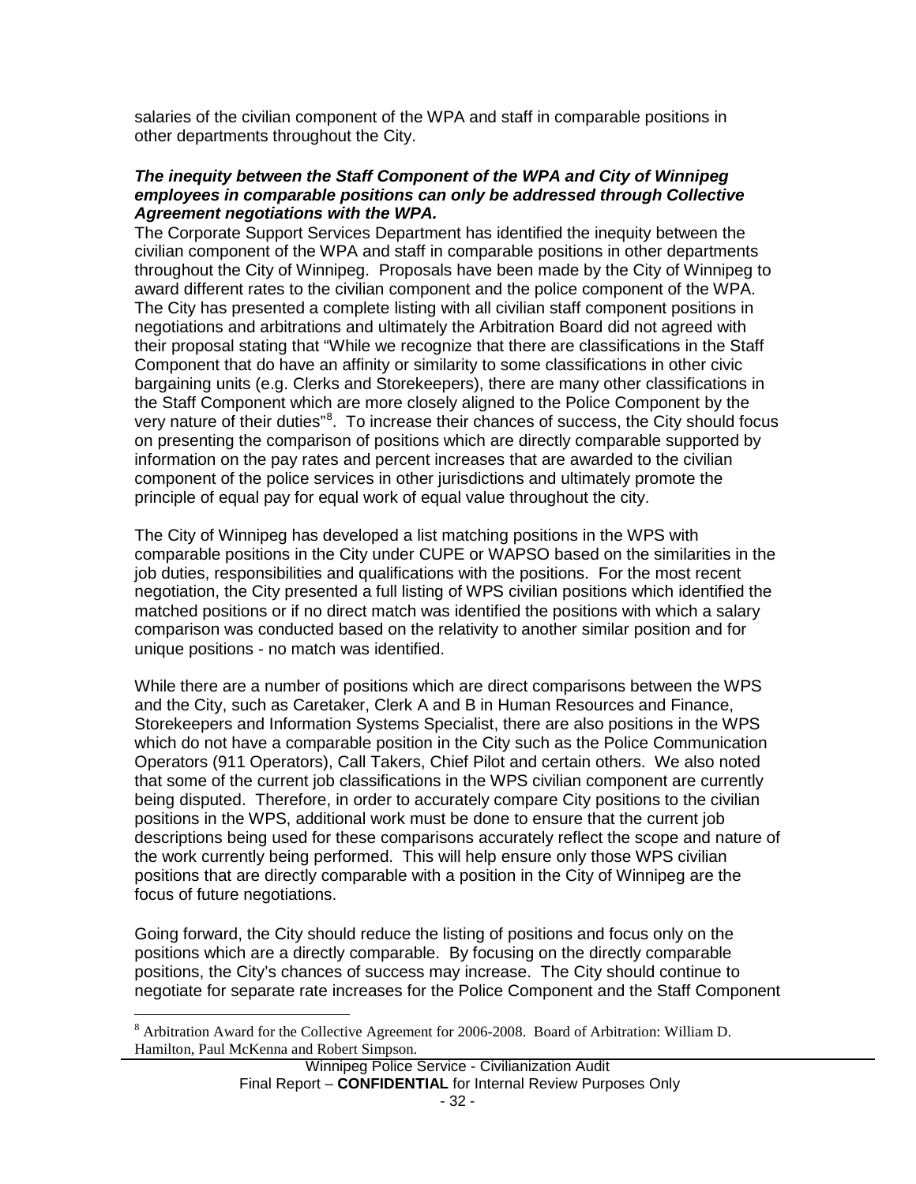salaries of the civilian component of the WPA and staff in comparable positions in other departments throughout the City.

***The inequity between the Staff Component of the WPA and City of Winnipeg employees in comparable positions can only be addressed through Collective Agreement negotiations with the WPA.***

The Corporate Support Services Department has identified the inequity between the civilian component of the WPA and staff in comparable positions in other departments throughout the City of Winnipeg. Proposals have been made by the City of Winnipeg to award different rates to the civilian component and the police component of the WPA. The City has presented a complete listing with all civilian staff component positions in negotiations and arbitrations and ultimately the Arbitration Board did not agreed with their proposal stating that "While we recognize that there are classifications in the Staff Component that do have an affinity or similarity to some classifications in other civic bargaining units (e.g. Clerks and Storekeepers), there are many other classifications in the Staff Component which are more closely aligned to the Police Component by the very nature of their duties"[8]. To increase their chances of success, the City should focus on presenting the comparison of positions which are directly comparable supported by information on the pay rates and percent increases that are awarded to the civilian component of the police services in other jurisdictions and ultimately promote the principle of equal pay for equal work of equal value throughout the city.

The City of Winnipeg has developed a list matching positions in the WPS with comparable positions in the City under CUPE or WAPSO based on the similarities in the job duties, responsibilities and qualifications with the positions. For the most recent negotiation, the City presented a full listing of WPS civilian positions which identified the matched positions or if no direct match was identified the positions with which a salary comparison was conducted based on the relativity to another similar position and for unique positions - no match was identified.

While there are a number of positions which are direct comparisons between the WPS and the City, such as Caretaker, Clerk A and B in Human Resources and Finance, Storekeepers and Information Systems Specialist, there are also positions in the WPS which do not have a comparable position in the City such as the Police Communication Operators (911 Operators), Call Takers, Chief Pilot and certain others. We also noted that some of the current job classifications in the WPS civilian component are currently being disputed. Therefore, in order to accurately compare City positions to the civilian positions in the WPS, additional work must be done to ensure that the current job descriptions being used for these comparisons accurately reflect the scope and nature of the work currently being performed. This will help ensure only those WPS civilian positions that are directly comparable with a position in the City of Winnipeg are the focus of future negotiations.

Going forward, the City should reduce the listing of positions and focus only on the positions which are a directly comparable. By focusing on the directly comparable positions, the City's chances of success may increase. The City should continue to negotiate for separate rate increases for the Police Component and the Staff Component

---

[8] Arbitration Award for the Collective Agreement for 2006-2008. Board of Arbitration: William D. Hamilton, Paul McKenna and Robert Simpson.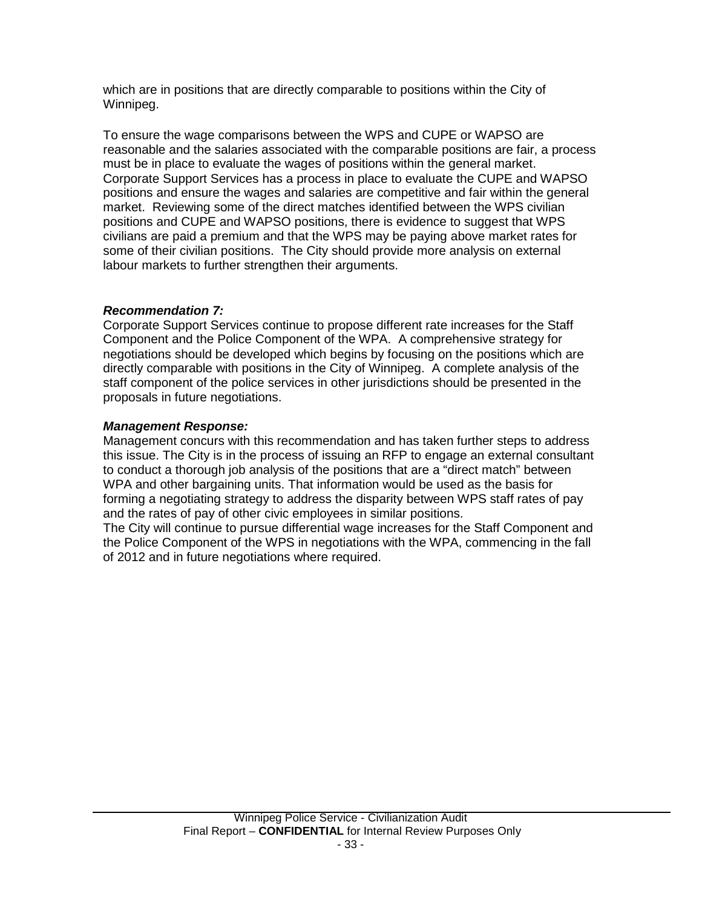which are in positions that are directly comparable to positions within the City of Winnipeg.

To ensure the wage comparisons between the WPS and CUPE or WAPSO are reasonable and the salaries associated with the comparable positions are fair, a process must be in place to evaluate the wages of positions within the general market. Corporate Support Services has a process in place to evaluate the CUPE and WAPSO positions and ensure the wages and salaries are competitive and fair within the general market. Reviewing some of the direct matches identified between the WPS civilian positions and CUPE and WAPSO positions, there is evidence to suggest that WPS civilians are paid a premium and that the WPS may be paying above market rates for some of their civilian positions. The City should provide more analysis on external labour markets to further strengthen their arguments.

***Recommendation 7:***

Corporate Support Services continue to propose different rate increases for the Staff Component and the Police Component of the WPA. A comprehensive strategy for negotiations should be developed which begins by focusing on the positions which are directly comparable with positions in the City of Winnipeg. A complete analysis of the staff component of the police services in other jurisdictions should be presented in the proposals in future negotiations.

***Management Response:***

Management concurs with this recommendation and has taken further steps to address this issue. The City is in the process of issuing an RFP to engage an external consultant to conduct a thorough job analysis of the positions that are a “direct match” between WPA and other bargaining units. That information would be used as the basis for forming a negotiating strategy to address the disparity between WPS staff rates of pay and the rates of pay of other civic employees in similar positions.
The City will continue to pursue differential wage increases for the Staff Component and the Police Component of the WPS in negotiations with the WPA, commencing in the fall of 2012 and in future negotiations where required.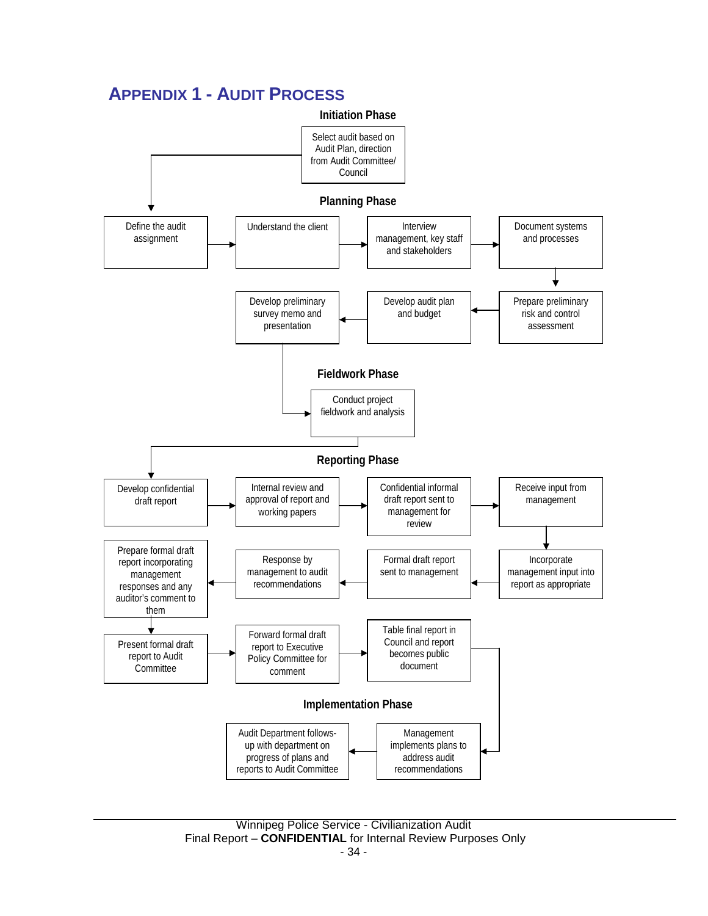# APPENDIX 1 - AUDIT PROCESS

### Initiation Phase

- Select audit based on Audit Plan, direction from Audit Committee/ Council

### Planning Phase

- Define the audit assignment
- Understand the client
- Interview management, key staff and stakeholders
- Document systems and processes
- Prepare preliminary risk and control assessment
- Develop audit plan and budget
- Develop preliminary survey memo and presentation

### Fieldwork Phase

- Conduct project fieldwork and analysis

### Reporting Phase

- Develop confidential draft report
- Internal review and approval of report and working papers
- Confidential informal draft report sent to management for review
- Receive input from management
- Incorporate management input into report as appropriate
- Formal draft report sent to management
- Response by management to audit recommendations
- Prepare formal draft report incorporating management responses and any auditor's comment to them
- Present formal draft report to Audit Committee
- Forward formal draft report to Executive Policy Committee for comment
- Table final report in Council and report becomes public document

### Implementation Phase

- Management implements plans to address audit recommendations
- Audit Department follows-up with department on progress of plans and reports to Audit Committee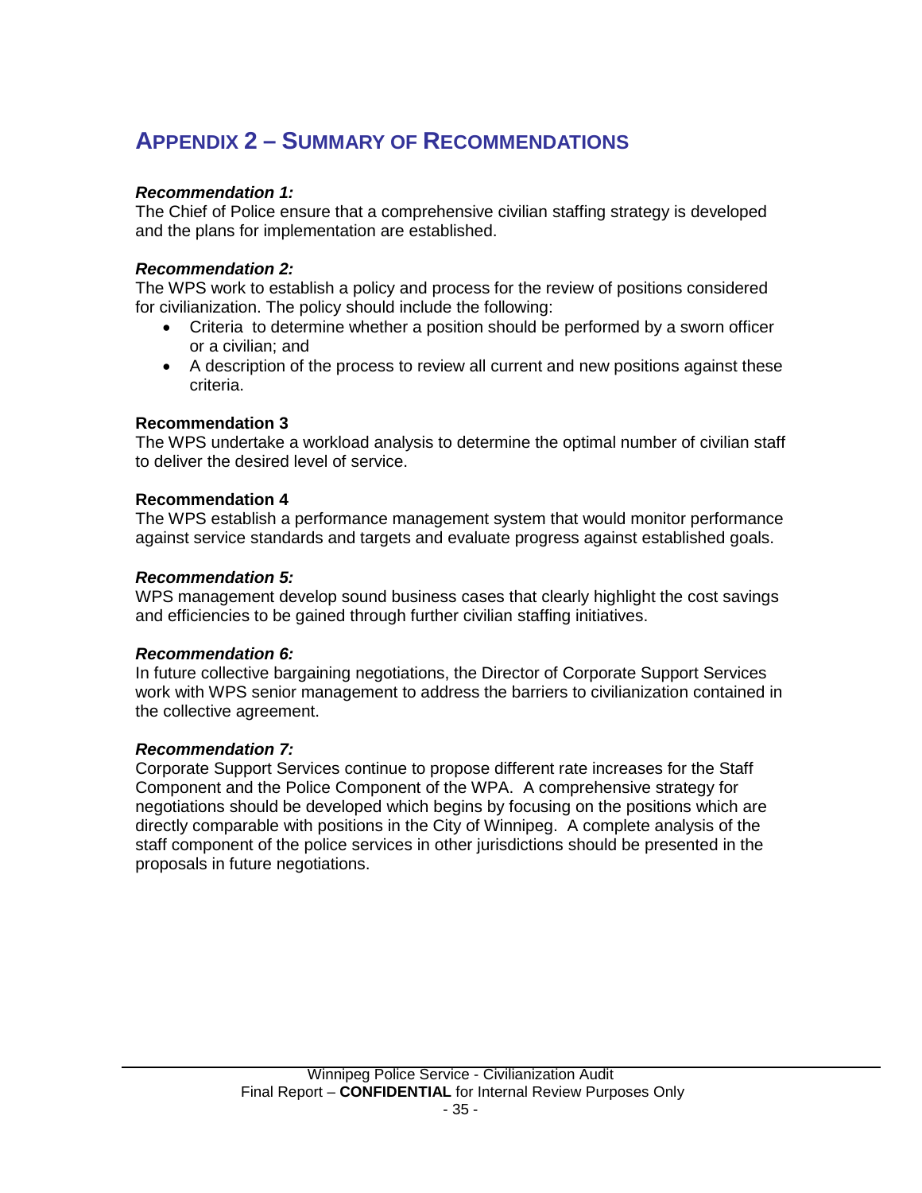## APPENDIX 2 – SUMMARY OF RECOMMENDATIONS

***Recommendation 1:***
The Chief of Police ensure that a comprehensive civilian staffing strategy is developed and the plans for implementation are established.

***Recommendation 2:***
The WPS work to establish a policy and process for the review of positions considered for civilianization. The policy should include the following:

- Criteria to determine whether a position should be performed by a sworn officer or a civilian; and
- A description of the process to review all current and new positions against these criteria.

**Recommendation 3**
The WPS undertake a workload analysis to determine the optimal number of civilian staff to deliver the desired level of service.

**Recommendation 4**
The WPS establish a performance management system that would monitor performance against service standards and targets and evaluate progress against established goals.

***Recommendation 5:***
WPS management develop sound business cases that clearly highlight the cost savings and efficiencies to be gained through further civilian staffing initiatives.

***Recommendation 6:***
In future collective bargaining negotiations, the Director of Corporate Support Services work with WPS senior management to address the barriers to civilianization contained in the collective agreement.

***Recommendation 7:***
Corporate Support Services continue to propose different rate increases for the Staff Component and the Police Component of the WPA. A comprehensive strategy for negotiations should be developed which begins by focusing on the positions which are directly comparable with positions in the City of Winnipeg. A complete analysis of the staff component of the police services in other jurisdictions should be presented in the proposals in future negotiations.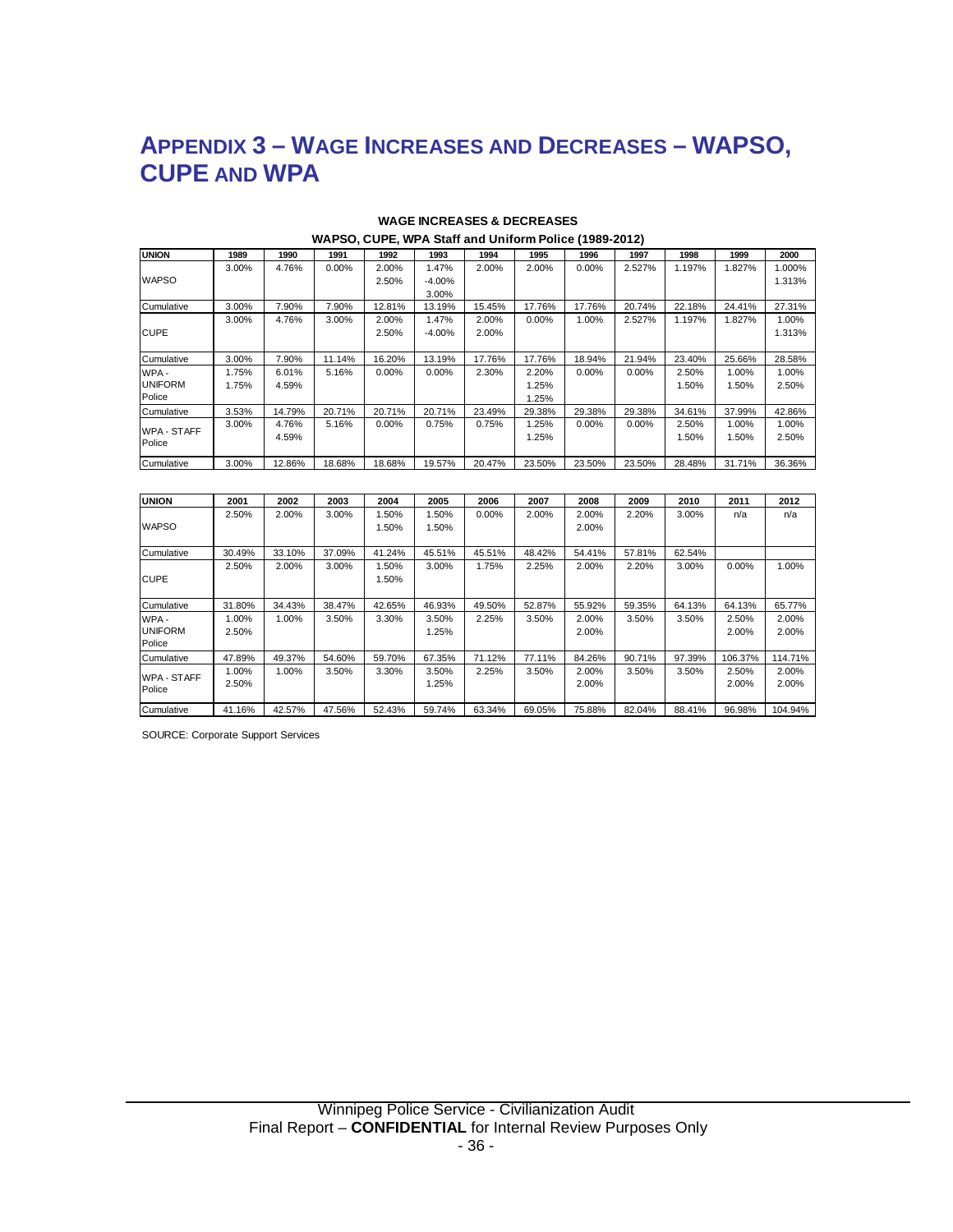# APPENDIX 3 – WAGE INCREASES AND DECREASES – WAPSO, CUPE AND WPA

**WAGE INCREASES & DECREASES**

**WAPSO, CUPE, WPA Staff and Uniform Police (1989-2012)**

| UNION | 1989 | 1990 | 1991 | 1992 | 1993 | 1994 | 1995 | 1996 | 1997 | 1998 | 1999 | 2000 |
|---|---|---|---|---|---|---|---|---|---|---|---|---|
| WAPSO | 3.00% | 4.76% | 0.00% | 2.00%<br>2.50% | 1.47%<br>-4.00%<br>3.00% | 2.00% | 2.00% | 0.00% | 2.527% | 1.197% | 1.827% | 1.000%<br>1.313% |
| Cumulative | 3.00% | 7.90% | 7.90% | 12.81% | 13.19% | 15.45% | 17.76% | 17.76% | 20.74% | 22.18% | 24.41% | 27.31% |
| CUPE | 3.00% | 4.76% | 3.00% | 2.00%<br>2.50% | 1.47%<br>-4.00% | 2.00%<br>2.00% | 0.00% | 1.00% | 2.527% | 1.197% | 1.827% | 1.00%<br>1.313% |
| Cumulative | 3.00% | 7.90% | 11.14% | 16.20% | 13.19% | 17.76% | 17.76% | 18.94% | 21.94% | 23.40% | 25.66% | 28.58% |
| WPA - UNIFORM Police | 1.75%<br>1.75% | 6.01%<br>4.59% | 5.16% | 0.00% | 0.00% | 2.30% | 2.20%<br>1.25%<br>1.25% | 0.00% | 0.00% | 2.50%<br>1.50% | 1.00%<br>1.50% | 1.00%<br>2.50% |
| Cumulative | 3.53% | 14.79% | 20.71% | 20.71% | 20.71% | 23.49% | 29.38% | 29.38% | 29.38% | 34.61% | 37.99% | 42.86% |
| WPA - STAFF Police | 3.00% | 4.76%<br>4.59% | 5.16% | 0.00% | 0.75% | 0.75% | 1.25%<br>1.25% | 0.00% | 0.00% | 2.50%<br>1.50% | 1.00%<br>1.50% | 1.00%<br>2.50% |
| Cumulative | 3.00% | 12.86% | 18.68% | 18.68% | 19.57% | 20.47% | 23.50% | 23.50% | 23.50% | 28.48% | 31.71% | 36.36% |

| UNION | 2001 | 2002 | 2003 | 2004 | 2005 | 2006 | 2007 | 2008 | 2009 | 2010 | 2011 | 2012 |
|---|---|---|---|---|---|---|---|---|---|---|---|---|
| WAPSO | 2.50% | 2.00% | 3.00% | 1.50%<br>1.50% | 1.50%<br>1.50% | 0.00% | 2.00% | 2.00%<br>2.00% | 2.20% | 3.00% | n/a | n/a |
| Cumulative | 30.49% | 33.10% | 37.09% | 41.24% | 45.51% | 45.51% | 48.42% | 54.41% | 57.81% | 62.54% | | |
| CUPE | 2.50% | 2.00% | 3.00% | 1.50%<br>1.50% | 3.00% | 1.75% | 2.25% | 2.00% | 2.20% | 3.00% | 0.00% | 1.00% |
| Cumulative | 31.80% | 34.43% | 38.47% | 42.65% | 46.93% | 49.50% | 52.87% | 55.92% | 59.35% | 64.13% | 64.13% | 65.77% |
| WPA - UNIFORM Police | 1.00%<br>2.50% | 1.00% | 3.50% | 3.30% | 3.50%<br>1.25% | 2.25% | 3.50% | 2.00%<br>2.00% | 3.50% | 3.50% | 2.50%<br>2.00% | 2.00%<br>2.00% |
| Cumulative | 47.89% | 49.37% | 54.60% | 59.70% | 67.35% | 71.12% | 77.11% | 84.26% | 90.71% | 97.39% | 106.37% | 114.71% |
| WPA - STAFF Police | 1.00%<br>2.50% | 1.00% | 3.50% | 3.30% | 3.50%<br>1.25% | 2.25% | 3.50% | 2.00%<br>2.00% | 3.50% | 3.50% | 2.50%<br>2.00% | 2.00%<br>2.00% |
| Cumulative | 41.16% | 42.57% | 47.56% | 52.43% | 59.74% | 63.34% | 69.05% | 75.88% | 82.04% | 88.41% | 96.98% | 104.94% |

SOURCE: Corporate Support Services